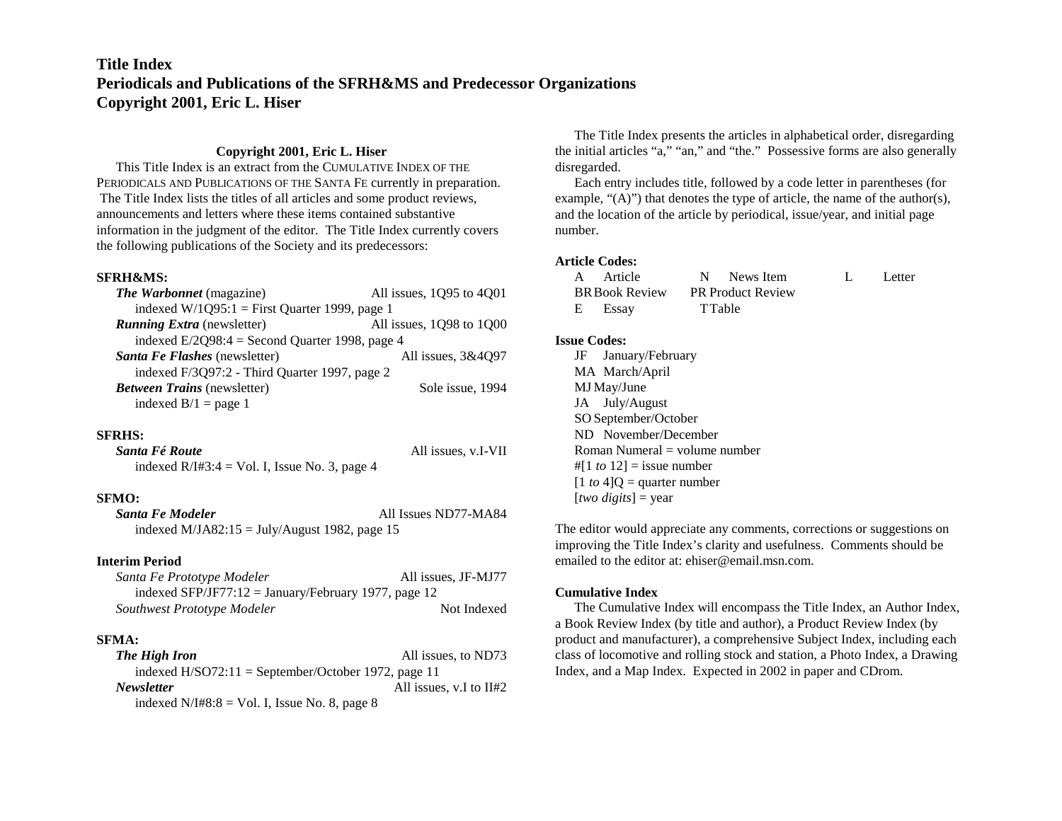# Title Index
# Periodicals and Publications of the SFRH&MS and Predecessor Organizations
# Copyright 2001, Eric L. Hiser

**Copyright 2001, Eric L. Hiser**

This Title Index is an extract from the CUMULATIVE INDEX OF THE PERIODICALS AND PUBLICATIONS OF THE SANTA FE currently in preparation. The Title Index lists the titles of all articles and some product reviews, announcements and letters where these items contained substantive information in the judgment of the editor. The Title Index currently covers the following publications of the Society and its predecessors:

**SFRH&MS:**

***The Warbonnet*** (magazine) — All issues, 1Q95 to 4Q01
indexed W/1Q95:1 = First Quarter 1999, page 1

***Running Extra*** (newsletter) — All issues, 1Q98 to 1Q00
indexed E/2Q98:4 = Second Quarter 1998, page 4

***Santa Fe Flashes*** (newsletter) — All issues, 3&4Q97
indexed F/3Q97:2 - Third Quarter 1997, page 2

***Between Trains*** (newsletter) — Sole issue, 1994
indexed B/1 = page 1

**SFRHS:**

***Santa Fé Route*** — All issues, v.I-VII
indexed R/I#3:4 = Vol. I, Issue No. 3, page 4

**SFMO:**

***Santa Fe Modeler*** — All Issues ND77-MA84
indexed M/JA82:15 = July/August 1982, page 15

**Interim Period**

*Santa Fe Prototype Modeler* — All issues, JF-MJ77
indexed SFP/JF77:12 = January/February 1977, page 12

*Southwest Prototype Modeler* — Not Indexed

**SFMA:**

***The High Iron*** — All issues, to ND73
indexed H/SO72:11 = September/October 1972, page 11

***Newsletter*** — All issues, v.I to II#2
indexed N/I#8:8 = Vol. I, Issue No. 8, page 8

The Title Index presents the articles in alphabetical order, disregarding the initial articles "a," "an," and "the." Possessive forms are also generally disregarded.

Each entry includes title, followed by a code letter in parentheses (for example, "(A)") that denotes the type of article, the name of the author(s), and the location of the article by periodical, issue/year, and initial page number.

**Article Codes:**

| | | | | | |
|---|---|---|---|---|---|
| A | Article | N | News Item | L | Letter |
| BR | Book Review | PR | Product Review | | |
| E | Essay | T | Table | | |

**Issue Codes:**

JF January/February
MA March/April
MJ May/June
JA July/August
SO September/October
ND November/December
Roman Numeral = volume number
#[1 *to* 12] = issue number
[1 *to* 4]Q = quarter number
[*two digits*] = year

The editor would appreciate any comments, corrections or suggestions on improving the Title Index's clarity and usefulness. Comments should be emailed to the editor at: ehiser@email.msn.com.

**Cumulative Index**

The Cumulative Index will encompass the Title Index, an Author Index, a Book Review Index (by title and author), a Product Review Index (by product and manufacturer), a comprehensive Subject Index, including each class of locomotive and rolling stock and station, a Photo Index, a Drawing Index, and a Map Index. Expected in 2002 in paper and CDrom.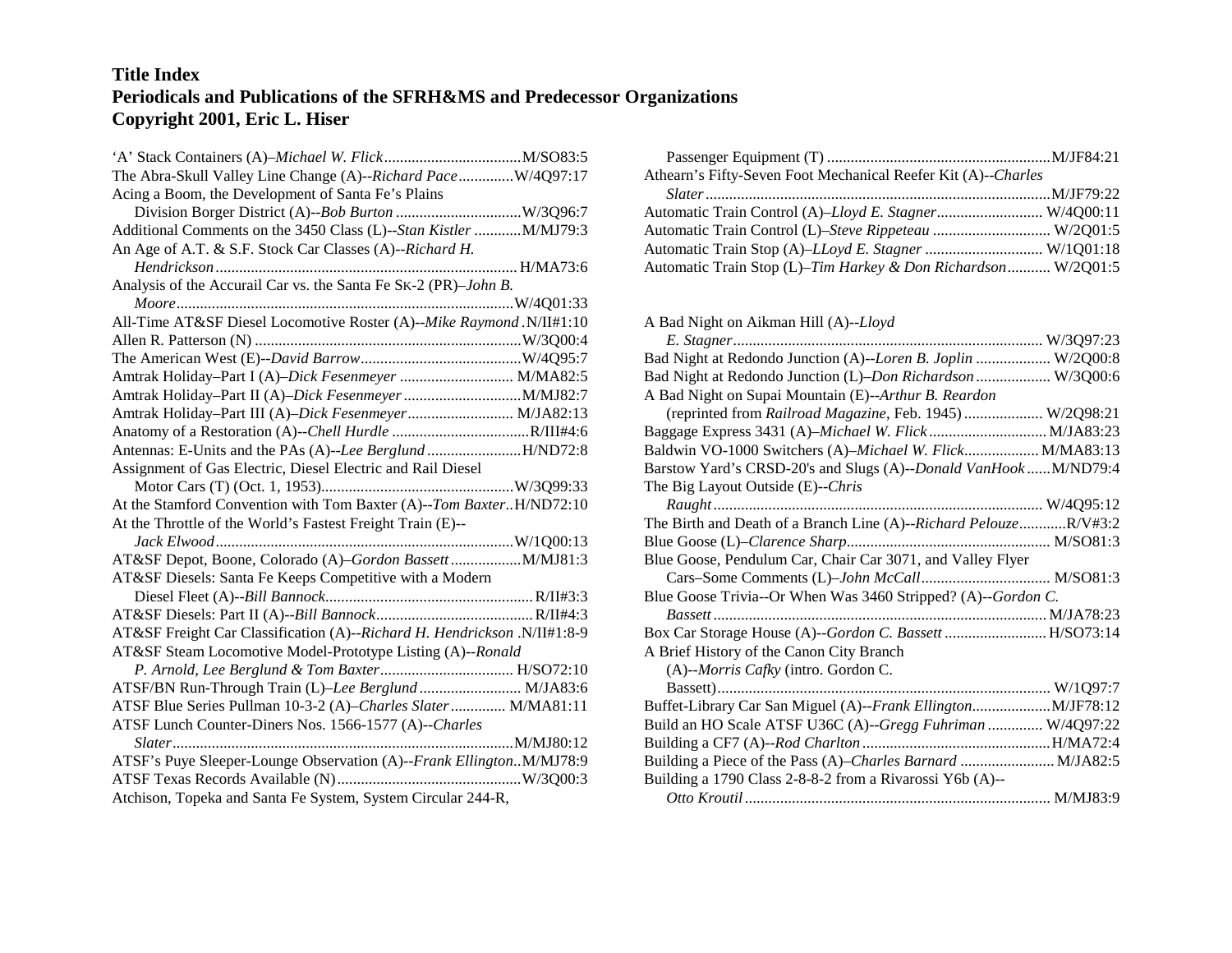**Title Index**
**Periodicals and Publications of the SFRH&MS and Predecessor Organizations**
**Copyright 2001, Eric L. Hiser**

‘A’ Stack Containers (A)–*Michael W. Flick*..................................M/SO83:5
The Abra-Skull Valley Line Change (A)--*Richard Pace*.............W/4Q97:17
Acing a Boom, the Development of Santa Fe’s Plains Division Borger District (A)--*Bob Burton* ...............................W/3Q96:7
Additional Comments on the 3450 Class (L)--*Stan Kistler* ...........M/MJ79:3
An Age of A.T. & S.F. Stock Car Classes (A)--*Richard H. Hendrickson*............................................................................ H/MA73:6
Analysis of the Accurail Car vs. the Santa Fe SK-2 (PR)–*John B. Moore*.....................................................................................W/4Q01:33
All-Time AT&SF Diesel Locomotive Roster (A)--*Mike Raymond* .N/II#1:10
Allen R. Patterson (N) ...................................................................W/3Q00:4
The American West (E)--*David Barrow*.........................................W/4Q95:7
Amtrak Holiday–Part I (A)–*Dick Fesenmeyer* ............................. M/MA82:5
Amtrak Holiday–Part II (A)–*Dick Fesenmeyer*..............................M/MJ82:7
Amtrak Holiday–Part III (A)–*Dick Fesenmeyer*........................... M/JA82:13
Anatomy of a Restoration (A)--*Chell Hurdle* ...................................R/III#4:6
Antennas: E-Units and the PAs (A)--*Lee Berglund* ........................H/ND72:8
Assignment of Gas Electric, Diesel Electric and Rail Diesel Motor Cars (T) (Oct. 1, 1953)................................................W/3Q99:33
At the Stamford Convention with Tom Baxter (A)--*Tom Baxter*..H/ND72:10
At the Throttle of the World’s Fastest Freight Train (E)--*Jack Elwood*...........................................................................W/1Q00:13
AT&SF Depot, Boone, Colorado (A)–*Gordon Bassett*..................M/MJ81:3
AT&SF Diesels: Santa Fe Keeps Competitive with a Modern Diesel Fleet (A)--*Bill Bannock*..................................................... R/II#3:3
AT&SF Diesels: Part II (A)--*Bill Bannock*........................................R/II#4:3
AT&SF Freight Car Classification (A)--*Richard H. Hendrickson* .N/II#1:8-9
AT&SF Steam Locomotive Model-Prototype Listing (A)--*Ronald P. Arnold, Lee Berglund & Tom Baxter*.................................. H/SO72:10
ATSF/BN Run-Through Train (L)–*Lee Berglund*.......................... M/JA83:6
ATSF Blue Series Pullman 10-3-2 (A)–*Charles Slater*.............. M/MA81:11
ATSF Lunch Counter-Diners Nos. 1566-1577 (A)--*Charles Slater*......................................................................................M/MJ80:12
ATSF’s Puye Sleeper-Lounge Observation (A)--*Frank Ellington*..M/MJ78:9
ATSF Texas Records Available (N)...............................................W/3Q00:3
Atchison, Topeka and Santa Fe System, System Circular 244-R, Passenger Equipment (T) ........................................................M/JF84:21
Athearn’s Fifty-Seven Foot Mechanical Reefer Kit (A)--*Charles Slater*.......................................................................................M/JF79:22
Automatic Train Control (A)–*Lloyd E. Stagner*........................... W/4Q00:11
Automatic Train Control (L)–*Steve Rippeteau* .............................. W/2Q01:5
Automatic Train Stop (A)–*LLoyd E. Stagner* ............................. W/1Q01:18
Automatic Train Stop (L)–*Tim Harkey & Don Richardson*........... W/2Q01:5

A Bad Night on Aikman Hill (A)--*Lloyd E. Stagner*.............................................................................. W/3Q97:23
Bad Night at Redondo Junction (A)--*Loren B. Joplin* ................... W/2Q00:8
Bad Night at Redondo Junction (L)–*Don Richardson* ................... W/3Q00:6
A Bad Night on Supai Mountain (E)--*Arthur B. Reardon* (reprinted from *Railroad Magazine*, Feb. 1945) .................... W/2Q98:21
Baggage Express 3431 (A)–*Michael W. Flick*.............................. M/JA83:23
Baldwin VO-1000 Switchers (A)–*Michael W. Flick*................... M/MA83:13
Barstow Yard’s CRSD-20's and Slugs (A)--*Donald VanHook*......M/ND79:4
The Big Layout Outside (E)--*Chris Raught*................................................................................... W/4Q95:12
The Birth and Death of a Branch Line (A)--*Richard Pelouze*............R/V#3:2
Blue Goose (L)–*Clarence Sharp*.................................................... M/SO81:3
Blue Goose, Pendulum Car, Chair Car 3071, and Valley Flyer Cars–Some Comments (L)–*John McCall*................................. M/SO81:3
Blue Goose Trivia--Or When Was 3460 Stripped? (A)--*Gordon C. Bassett*.................................................................................... M/JA78:23
Box Car Storage House (A)--*Gordon C. Bassett* .......................... H/SO73:14
A Brief History of the Canon City Branch (A)--*Morris Cafky* (intro. Gordon C. Bassett).................................................................................... W/1Q97:7
Buffet-Library Car San Miguel (A)--*Frank Ellington*....................M/JF78:12
Build an HO Scale ATSF U36C (A)--*Gregg Fuhriman* .............. W/4Q97:22
Building a CF7 (A)--*Rod Charlton*...............................................H/MA72:4
Building a Piece of the Pass (A)–*Charles Barnard* ........................ M/JA82:5
Building a 1790 Class 2-8-8-2 from a Rivarossi Y6b (A)--*Otto Kroutil*............................................................................. M/MJ83:9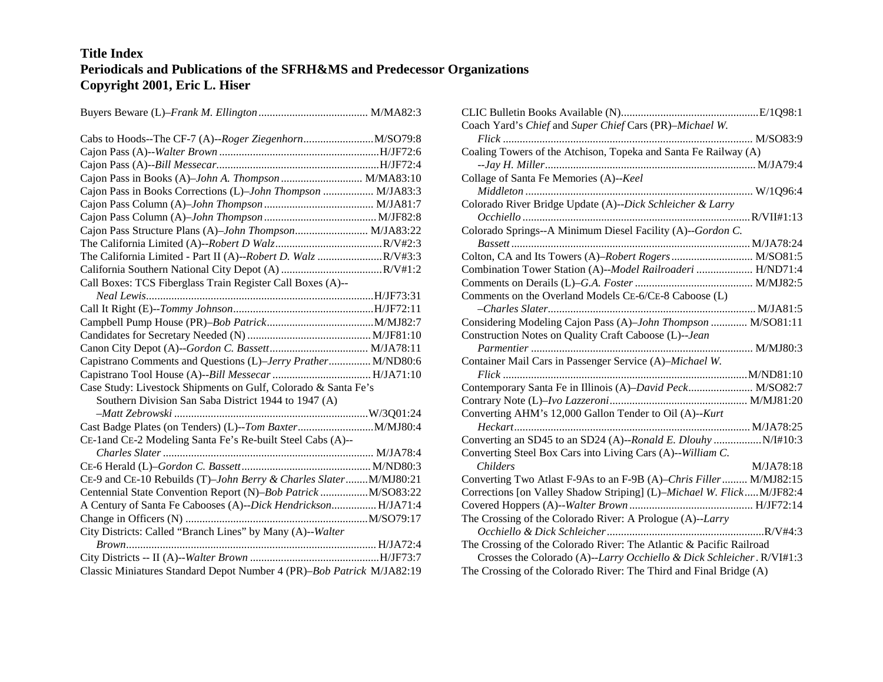**Title Index**
**Periodicals and Publications of the SFRH&MS and Predecessor Organizations**
**Copyright 2001, Eric L. Hiser**

Buyers Beware (L)–*Frank M. Ellington* ....................................... M/MA82:3

Cabs to Hoods--The CF-7 (A)--*Roger Ziegenhorn* ......................... M/SO79:8
Cajon Pass (A)--*Walter Brown* ......................................................... H/JF72:6
Cajon Pass (A)--*Bill Messecar* .......................................................... H/JF72:4
Cajon Pass in Books (A)–*John A. Thompson* ............................. M/MA83:10
Cajon Pass in Books Corrections (L)–*John Thompson* .................. M/JA83:3
Cajon Pass Column (A)–*John Thompson* ....................................... M/JA81:7
Cajon Pass Column (A)–*John Thompson* ........................................ M/JF82:8
Cajon Pass Structure Plans (A)–*John Thompson* .......................... M/JA83:22
The California Limited (A)--*Robert D Walz* ...................................... R/V#2:3
The California Limited - Part II (A)--*Robert D. Walz* ....................... R/V#3:3
California Southern National City Depot (A) .................................... R/V#1:2
Call Boxes: TCS Fiberglass Train Register Call Boxes (A)--
*Neal Lewis* ................................................................................. H/JF73:31
Call It Right (E)--*Tommy Johnson* .................................................. H/JF72:11
Campbell Pump House (PR)–*Bob Patrick* ...................................... M/MJ82:7
Candidates for Secretary Needed (N) ............................................ M/JF81:10
Canon City Depot (A)--*Gordon C. Bassett* ................................... M/JA78:11
Capistrano Comments and Questions (L)–*Jerry Prather* ............... M/ND80:6
Capistrano Tool House (A)--*Bill Messecar* ................................... H/JA71:10
Case Study: Livestock Shipments on Gulf, Colorado & Santa Fe's
Southern Division San Saba District 1944 to 1947 (A)
–*Matt Zebrowski* .................................................................... W/3Q01:24
Cast Badge Plates (on Tenders) (L)--*Tom Baxter* ........................... M/MJ80:4
CE-1and CE-2 Modeling Santa Fe's Re-built Steel Cabs (A)--
*Charles Slater* ........................................................................... M/JA78:4
CE-6 Herald (L)–*Gordon C. Bassett* .............................................. M/ND80:3
CE-9 and CE-10 Rebuilds (T)–*John Berry & Charles Slater* ........ M/MJ80:21
Centennial State Convention Report (N)–*Bob Patrick* ................. M/SO83:22
A Century of Santa Fe Cabooses (A)--*Dick Hendrickson* ................ H/JA71:4
Change in Officers (N) ................................................................. M/SO79:17
City Districts: Called "Branch Lines" by Many (A)--*Walter
Brown* ......................................................................................... H/JA72:4
City Districts -- II (A)--*Walter Brown* .............................................. H/JF73:7
Classic Miniatures Standard Depot Number 4 (PR)–*Bob Patrick* M/JA82:19

CLIC Bulletin Books Available (N) ................................................. E/1Q98:1
Coach Yard's *Chief* and *Super Chief* Cars (PR)–*Michael W.
Flick* ......................................................................................... M/SO83:9
Coaling Towers of the Atchison, Topeka and Santa Fe Railway (A)
--*Jay H. Miller* ........................................................................... M/JA79:4
Collage of Santa Fe Memories (A)--*Keel
Middleton* ................................................................................. W/1Q96:4
Colorado River Bridge Update (A)--*Dick Schleicher & Larry
Occhiello* ................................................................................. R/VII#1:13
Colorado Springs--A Minimum Diesel Facility (A)--*Gordon C.
Bassett* ..................................................................................... M/JA78:24
Colton, CA and Its Towers (A)–*Robert Rogers* ............................. M/SO81:5
Combination Tower Station (A)--*Model Railroaderi* .................... H/ND71:4
Comments on Derails (L)–*G.A. Foster* .......................................... M/MJ82:5
Comments on the Overland Models CE-6/CE-8 Caboose (L)
–*Charles Slater* .......................................................................... M/JA81:5
Considering Modeling Cajon Pass (A)–*John Thompson* ............. M/SO81:11
Construction Notes on Quality Craft Caboose (L)--*Jean
Parmentier* ............................................................................... M/MJ80:3
Container Mail Cars in Passenger Service (A)–*Michael W.
Flick* ....................................................................................... M/ND81:10
Contemporary Santa Fe in Illinois (A)–*David Peck* ....................... M/SO82:7
Contrary Note (L)–*Ivo Lazzeroni* ................................................. M/MJ81:20
Converting AHM's 12,000 Gallon Tender to Oil (A)--*Kurt
Heckart* .................................................................................... M/JA78:25
Converting an SD45 to an SD24 (A)--*Ronald E. Dlouhy* ................. N/I#10:3
Converting Steel Box Cars into Living Cars (A)--*William C.
Childers* M/JA78:18
Converting Two Atlas F-9As to an F-9B (A)–*Chris Filler* .......... M/MJ82:15
Corrections [on Valley Shadow Striping] (L)–*Michael W. Flick* ..... M/JF82:4
Covered Hoppers (A)--*Walter Brown* ............................................ H/JF72:14
The Crossing of the Colorado River: A Prologue (A)--*Larry
Occhiello & Dick Schleicher* ........................................................ R/V#4:3
The Crossing of the Colorado River: The Atlantic & Pacific Railroad
Crosses the Colorado (A)--*Larry Occhiello & Dick Schleicher* . R/VI#1:3
The Crossing of the Colorado River: The Third and Final Bridge (A)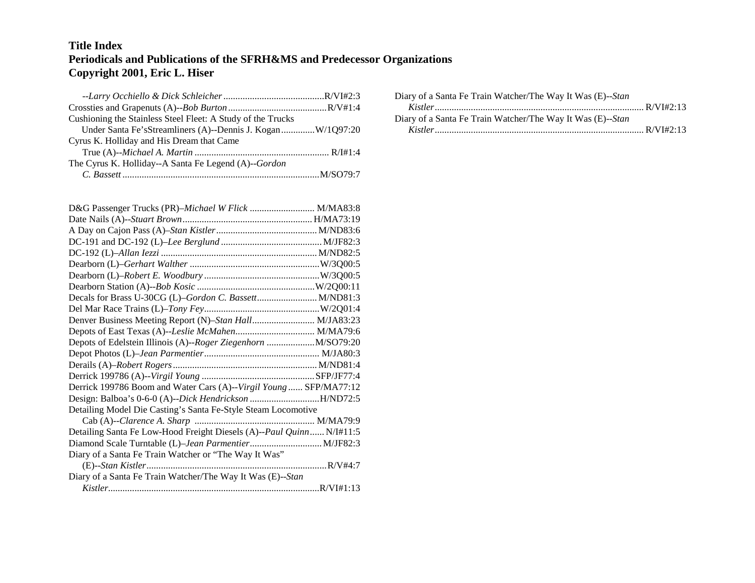**Title Index**
**Periodicals and Publications of the SFRH&MS and Predecessor Organizations**
**Copyright 2001, Eric L. Hiser**

--*Larry Occhiello & Dick Schleicher* ........R/VI#2:3
Crossties and Grapenuts (A)--*Bob Burton* ........R/V#1:4
Cushioning the Stainless Steel Fleet: A Study of the Trucks Under Santa Fe'sStreamliners (A)--Dennis J. Kogan ........W/1Q97:20
Cyrus K. Holliday and His Dream that Came True (A)--*Michael A. Martin* ........R/I#1:4
The Cyrus K. Holliday--A Santa Fe Legend (A)--*Gordon C. Bassett* ........M/SO79:7

D&G Passenger Trucks (PR)–*Michael W Flick* ........M/MA83:8
Date Nails (A)--*Stuart Brown* ........H/MA73:19
A Day on Cajon Pass (A)–*Stan Kistler* ........M/ND83:6
DC-191 and DC-192 (L)–*Lee Berglund* ........M/JF82:3
DC-192 (L)–*Allan Iezzi* ........M/ND82:5
Dearborn (L)–*Gerhart Walther* ........W/3Q00:5
Dearborn (L)–*Robert E. Woodbury* ........W/3Q00:5
Dearborn Station (A)--*Bob Kosic* ........W/2Q00:11
Decals for Brass U-30CG (L)–*Gordon C. Bassett* ........M/ND81:3
Del Mar Race Trains (L)–*Tony Fey* ........W/2Q01:4
Denver Business Meeting Report (N)–*Stan Hall* ........M/JA83:23
Depots of East Texas (A)--*Leslie McMahen* ........M/MA79:6
Depots of Edelstein Illinois (A)--*Roger Ziegenhorn* ........M/SO79:20
Depot Photos (L)–*Jean Parmentier* ........M/JA80:3
Derails (A)–*Robert Rogers* ........M/ND81:4
Derrick 199786 (A)--*Virgil Young* ........SFP/JF77:4
Derrick 199786 Boom and Water Cars (A)--*Virgil Young* ........SFP/MA77:12
Design: Balboa's 0-6-0 (A)--*Dick Hendrickson* ........H/ND72:5
Detailing Model Die Casting's Santa Fe-Style Steam Locomotive Cab (A)--*Clarence A. Sharp* ........M/MA79:9
Detailing Santa Fe Low-Hood Freight Diesels (A)--*Paul Quinn* ........N/I#11:5
Diamond Scale Turntable (L)–*Jean Parmentier* ........M/JF82:3
Diary of a Santa Fe Train Watcher or "The Way It Was" (E)--*Stan Kistler* ........R/V#4:7
Diary of a Santa Fe Train Watcher/The Way It Was (E)--*Stan Kistler* ........R/VI#1:13
Diary of a Santa Fe Train Watcher/The Way It Was (E)--*Stan Kistler* ........R/VI#2:13
Diary of a Santa Fe Train Watcher/The Way It Was (E)--*Stan Kistler* ........R/VI#2:13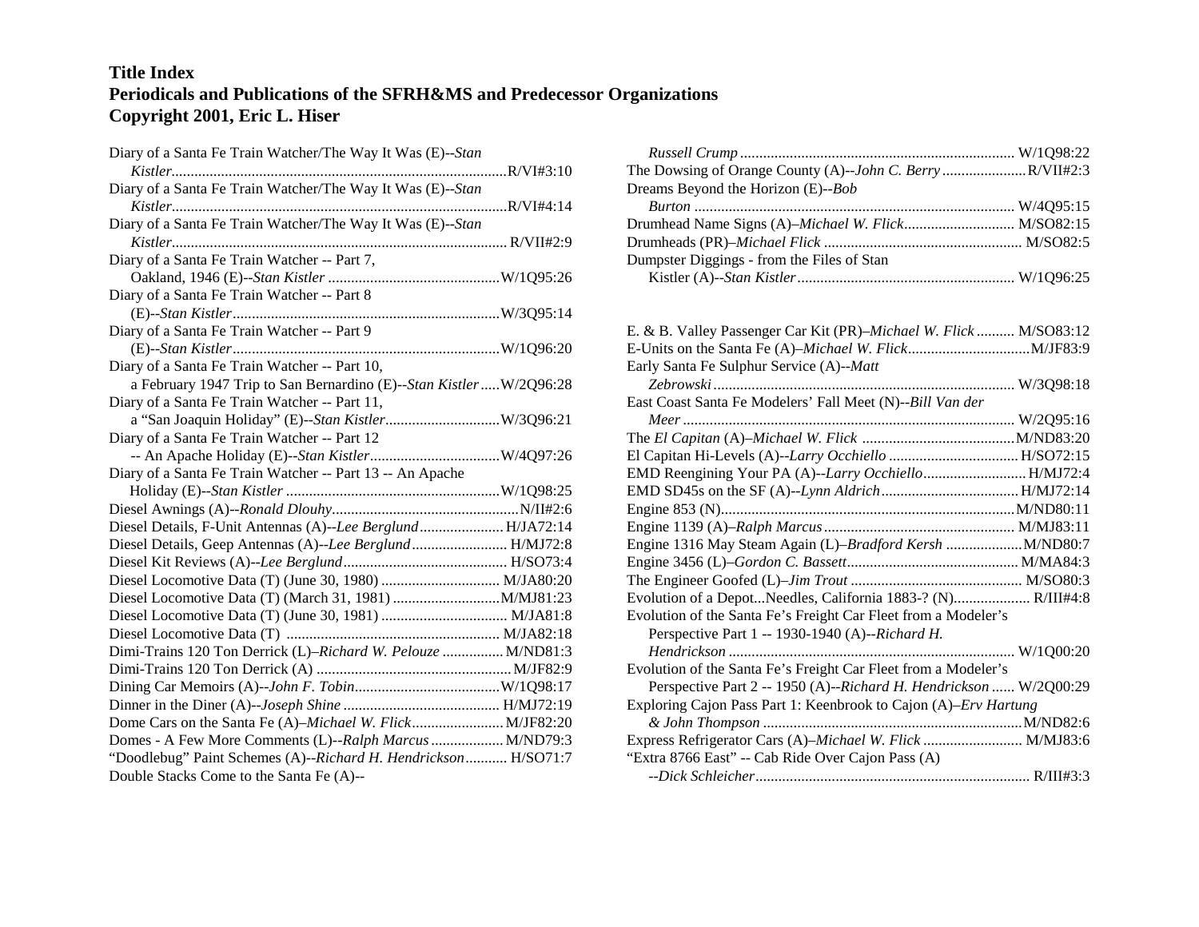**Title Index**
**Periodicals and Publications of the SFRH&MS and Predecessor Organizations**
**Copyright 2001, Eric L. Hiser**

Diary of a Santa Fe Train Watcher/The Way It Was (E)--*Stan Kistler*........R/VI#3:10

Diary of a Santa Fe Train Watcher/The Way It Was (E)--*Stan Kistler*........R/VI#4:14

Diary of a Santa Fe Train Watcher/The Way It Was (E)--*Stan Kistler*........R/VII#2:9

Diary of a Santa Fe Train Watcher -- Part 7, Oakland, 1946 (E)--*Stan Kistler*........W/1Q95:26

Diary of a Santa Fe Train Watcher -- Part 8 (E)--*Stan Kistler*........W/3Q95:14

Diary of a Santa Fe Train Watcher -- Part 9 (E)--*Stan Kistler*........W/1Q96:20

Diary of a Santa Fe Train Watcher -- Part 10, a February 1947 Trip to San Bernardino (E)--*Stan Kistler*........W/2Q96:28

Diary of a Santa Fe Train Watcher -- Part 11, a "San Joaquin Holiday" (E)--*Stan Kistler*........W/3Q96:21

Diary of a Santa Fe Train Watcher -- Part 12 -- An Apache Holiday (E)--*Stan Kistler*........W/4Q97:26

Diary of a Santa Fe Train Watcher -- Part 13 -- An Apache Holiday (E)--*Stan Kistler*........W/1Q98:25

Diesel Awnings (A)--*Ronald Dlouhy*........N/II#2:6

Diesel Details, F-Unit Antennas (A)--*Lee Berglund*........H/JA72:14

Diesel Details, Geep Antennas (A)--*Lee Berglund*........H/MJ72:8

Diesel Kit Reviews (A)--*Lee Berglund*........H/SO73:4

Diesel Locomotive Data (T) (June 30, 1980)........M/JA80:20

Diesel Locomotive Data (T) (March 31, 1981)........M/MJ81:23

Diesel Locomotive Data (T) (June 30, 1981)........M/JA81:8

Diesel Locomotive Data (T)........M/JA82:18

Dimi-Trains 120 Ton Derrick (L)–*Richard W. Pelouze*........M/ND81:3

Dimi-Trains 120 Ton Derrick (A)........M/JF82:9

Dining Car Memoirs (A)--*John F. Tobin*........W/1Q98:17

Dinner in the Diner (A)--*Joseph Shine*........H/MJ72:19

Dome Cars on the Santa Fe (A)–*Michael W. Flick*........M/JF82:20

Domes - A Few More Comments (L)--*Ralph Marcus*........M/ND79:3

"Doodlebug" Paint Schemes (A)--*Richard H. Hendrickson*........H/SO71:7

Double Stacks Come to the Santa Fe (A)--*Russell Crump*........W/1Q98:22

The Dowsing of Orange County (A)--*John C. Berry*........R/VII#2:3

Dreams Beyond the Horizon (E)--*Bob Burton*........W/4Q95:15

Drumhead Name Signs (A)–*Michael W. Flick*........M/SO82:15

Drumheads (PR)–*Michael Flick*........M/SO82:5

Dumpster Diggings - from the Files of Stan Kistler (A)--*Stan Kistler*........W/1Q96:25

E. & B. Valley Passenger Car Kit (PR)–*Michael W. Flick*........M/SO83:12

E-Units on the Santa Fe (A)–*Michael W. Flick*........M/JF83:9

Early Santa Fe Sulphur Service (A)--*Matt Zebrowski*........W/3Q98:18

East Coast Santa Fe Modelers' Fall Meet (N)--*Bill Van der Meer*........W/2Q95:16

The *El Capitan* (A)–*Michael W. Flick*........M/ND83:20

El Capitan Hi-Levels (A)--*Larry Occhiello*........H/SO72:15

EMD Reengining Your PA (A)--*Larry Occhiello*........H/MJ72:4

EMD SD45s on the SF (A)--*Lynn Aldrich*........H/MJ72:14

Engine 853 (N)........M/ND80:11

Engine 1139 (A)–*Ralph Marcus*........M/MJ83:11

Engine 1316 May Steam Again (L)–*Bradford Kersh*........M/ND80:7

Engine 3456 (L)–*Gordon C. Bassett*........M/MA84:3

The Engineer Goofed (L)–*Jim Trout*........M/SO80:3

Evolution of a Depot...Needles, California 1883-? (N)........R/III#4:8

Evolution of the Santa Fe's Freight Car Fleet from a Modeler's Perspective Part 1 -- 1930-1940 (A)--*Richard H. Hendrickson*........W/1Q00:20

Evolution of the Santa Fe's Freight Car Fleet from a Modeler's Perspective Part 2 -- 1950 (A)--*Richard H. Hendrickson*........W/2Q00:29

Exploring Cajon Pass Part 1: Keenbrook to Cajon (A)–*Erv Hartung & John Thompson*........M/ND82:6

Express Refrigerator Cars (A)–*Michael W. Flick*........M/MJ83:6

"Extra 8766 East" -- Cab Ride Over Cajon Pass (A) --*Dick Schleicher*........R/III#3:3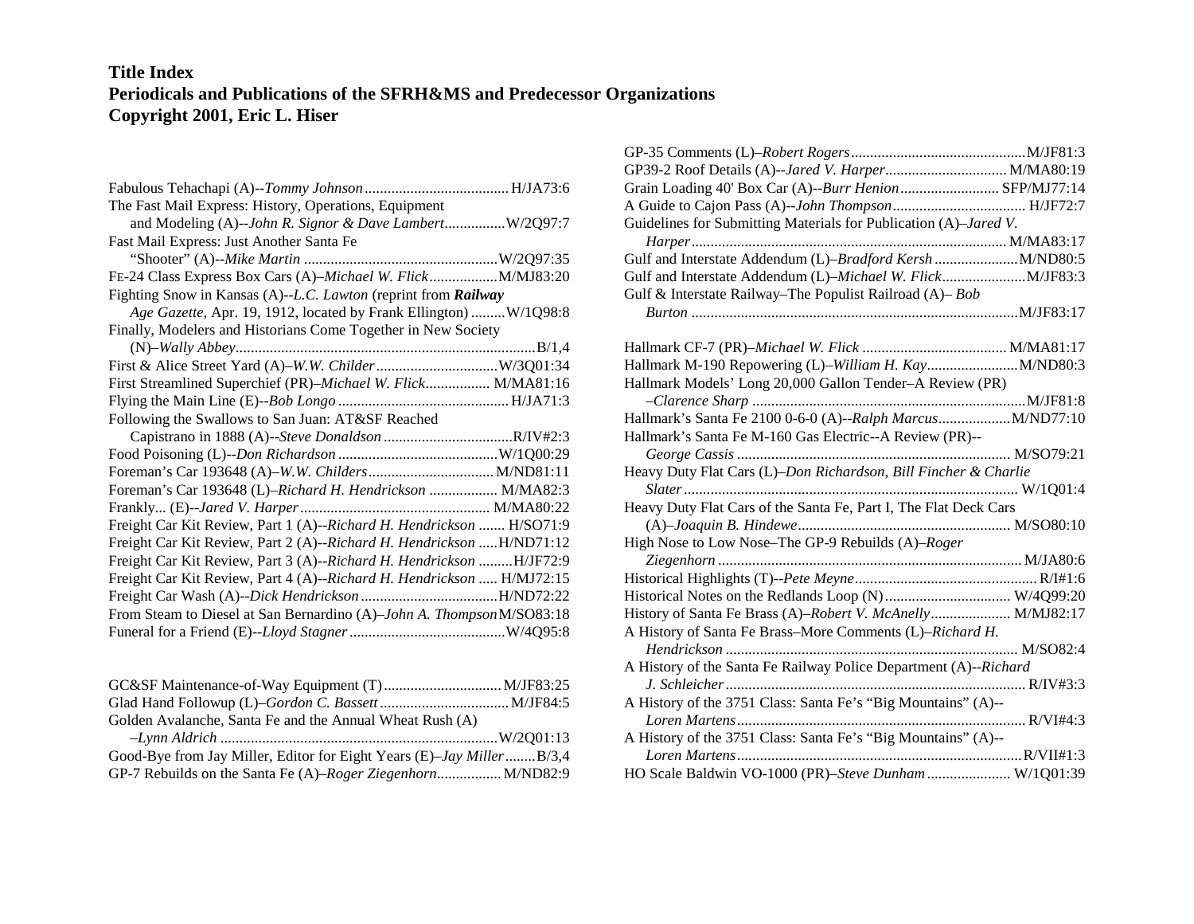**Title Index**
**Periodicals and Publications of the SFRH&MS and Predecessor Organizations**
**Copyright 2001, Eric L. Hiser**

Fabulous Tehachapi (A)--*Tommy Johnson* ...................................... H/JA73:6
The Fast Mail Express: History, Operations, Equipment
    and Modeling (A)--*John R. Signor & Dave Lambert*................W/2Q97:7
Fast Mail Express: Just Another Santa Fe
    "Shooter" (A)--*Mike Martin* ...................................................W/2Q97:35
FE-24 Class Express Box Cars (A)–*Michael W. Flick*..................M/MJ83:20
Fighting Snow in Kansas (A)--*L.C. Lawton* (reprint from ***Railway***
    *Age Gazette*, Apr. 19, 1912, located by Frank Ellington) .........W/1Q98:8
Finally, Modelers and Historians Come Together in New Society
    (N)–*Wally Abbey*..............................................................................B/1,4
First & Alice Street Yard (A)–*W.W. Childer* ................................W/3Q01:34
First Streamlined Superchief (PR)–*Michael W. Flick*................. M/MA81:16
Flying the Main Line (E)--*Bob Longo* ............................................. H/JA71:3
Following the Swallows to San Juan: AT&SF Reached
    Capistrano in 1888 (A)--*Steve Donaldson* ..................................R/IV#2:3
Food Poisoning (L)--*Don Richardson* ..........................................W/1Q00:29
Foreman's Car 193648 (A)–*W.W. Childers*................................. M/ND81:11
Foreman's Car 193648 (L)–*Richard H. Hendrickson* .................. M/MA82:3
Frankly... (E)--*Jared V. Harper*.................................................. M/MA80:22
Freight Car Kit Review, Part 1 (A)--*Richard H. Hendrickson* ....... H/SO71:9
Freight Car Kit Review, Part 2 (A)--*Richard H. Hendrickson* .....H/ND71:12
Freight Car Kit Review, Part 3 (A)--*Richard H. Hendrickson* .........H/JF72:9
Freight Car Kit Review, Part 4 (A)--*Richard H. Hendrickson* ..... H/MJ72:15
Freight Car Wash (A)--*Dick Hendrickson*....................................H/ND72:22
From Steam to Diesel at San Bernardino (A)–*John A. Thompson* M/SO83:18
Funeral for a Friend (E)--*Lloyd Stagner* .........................................W/4Q95:8

GC&SF Maintenance-of-Way Equipment (T)...............................M/JF83:25
Glad Hand Followup (L)–*Gordon C. Bassett* .................................. M/JF84:5
Golden Avalanche, Santa Fe and the Annual Wheat Rush (A)
    –*Lynn Aldrich* .........................................................................W/2Q01:13
Good-Bye from Jay Miller, Editor for Eight Years (E)–*Jay Miller*........B/3,4
GP-7 Rebuilds on the Santa Fe (A)–*Roger Ziegenhorn*................. M/ND82:9
GP-35 Comments (L)–*Robert Rogers*..............................................M/JF81:3
GP39-2 Roof Details (A)--*Jared V. Harper*................................ M/MA80:19
Grain Loading 40' Box Car (A)--*Burr Henion*.......................... SFP/MJ77:14
A Guide to Cajon Pass (A)--*John Thompson*................................... H/JF72:7
Guidelines for Submitting Materials for Publication (A)–*Jared V.*
    *Harper*.................................................................................. M/MA83:17
Gulf and Interstate Addendum (L)–*Bradford Kersh* ......................M/ND80:5
Gulf and Interstate Addendum (L)–*Michael W. Flick*......................M/JF83:3
Gulf & Interstate Railway–The Populist Railroad (A)– *Bob*
    *Burton* .....................................................................................M/JF83:17

Hallmark CF-7 (PR)–*Michael W. Flick* ...................................... M/MA81:17
Hallmark M-190 Repowering (L)–*William H. Kay*........................M/ND80:3
Hallmark Models' Long 20,000 Gallon Tender–A Review (PR)
    –*Clarence Sharp* .......................................................................M/JF81:8
Hallmark's Santa Fe 2100 0-6-0 (A)--*Ralph Marcus*...................M/ND77:10
Hallmark's Santa Fe M-160 Gas Electric--A Review (PR)--
    *George Cassis* ........................................................................ M/SO79:21
Heavy Duty Flat Cars (L)–*Don Richardson, Bill Fincher & Charlie*
    *Slater*....................................................................................... W/1Q01:4
Heavy Duty Flat Cars of the Santa Fe, Part I, The Flat Deck Cars
    (A)–*Joaquin B. Hindewe*....................................................... M/SO80:10
High Nose to Low Nose–The GP-9 Rebuilds (A)–*Roger*
    *Ziegenhorn* ............................................................................... M/JA80:6
Historical Highlights (T)--*Pete Meyne*................................................R/I#1:6
Historical Notes on the Redlands Loop (N)................................. W/4Q99:20
History of Santa Fe Brass (A)–*Robert V. McAnelly*..................... M/MJ82:17
A History of Santa Fe Brass–More Comments (L)–*Richard H.*
    *Hendrickson* ............................................................................. M/SO82:4
A History of the Santa Fe Railway Police Department (A)--*Richard*
    *J. Schleicher*.............................................................................. R/IV#3:3
A History of the 3751 Class: Santa Fe's "Big Mountains" (A)--
    *Loren Martens*........................................................................... R/VI#4:3
A History of the 3751 Class: Santa Fe's "Big Mountains" (A)--
    *Loren Martens*..........................................................................R/VII#1:3
HO Scale Baldwin VO-1000 (PR)–*Steve Dunham*...................... W/1Q01:39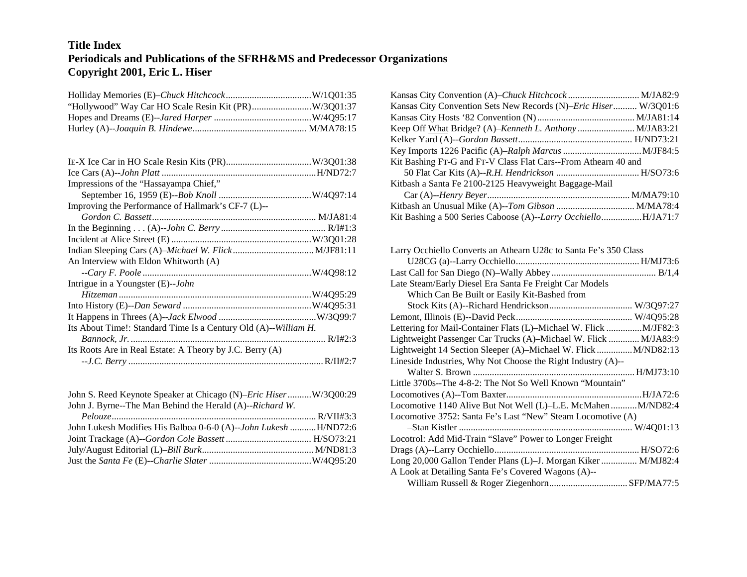**Title Index**
**Periodicals and Publications of the SFRH&MS and Predecessor Organizations**
**Copyright 2001, Eric L. Hiser**

Holliday Memories (E)–*Chuck Hitchcock*....................................W/1Q01:35
"Hollywood" Way Car HO Scale Resin Kit (PR).........................W/3Q01:37
Hopes and Dreams (E)--*Jared Harper* .........................................W/4Q95:17
Hurley (A)--*Joaquin B. Hindewe*................................................ M/MA78:15

IE-X Ice Car in HO Scale Resin Kits (PR)....................................W/3Q01:38
Ice Cars (A)--*John Platt* .................................................................H/ND72:7
Impressions of the "Hassayampa Chief,"
 September 16, 1959 (E)--*Bob Knoll* .......................................W/4Q97:14
Improving the Performance of Hallmark's CF-7 (L)--
 *Gordon C. Bassett*.................................................................... M/JA81:4
In the Beginning . . . (A)--*John C. Berry* ............................................ R/I#1:3
Incident at Alice Street (E) ...........................................................W/3Q01:28
Indian Sleeping Cars (A)–*Michael W. Flick*..................................M/JF81:11
An Interview with Eldon Whitworth (A)
 --*Cary F. Poole* .......................................................................W/4Q98:12
Intrigue in a Youngster (E)--*John*
 *Hitzeman* .................................................................................W/4Q95:29
Into History (E)--*Dan Seward* ......................................................W/4Q95:31
It Happens in Threes (A)--*Jack Elwood* .........................................W/3Q99:7
Its About Time!: Standard Time Is a Century Old (A)--*William H.*
 *Bannock, Jr.* .................................................................................. R/I#2:3
Its Roots Are in Real Estate: A Theory by J.C. Berry (A)
 --*J.C. Berry* .................................................................................R/II#2:7

John S. Reed Keynote Speaker at Chicago (N)–*Eric Hiser*..........W/3Q00:29
John J. Byrne--The Man Behind the Herald (A)--*Richard W.*
 *Pelouze*...................................................................................... R/VII#3:3
John Lukesh Modifies His Balboa 0-6-0 (A)--*John Lukesh* ...........H/ND72:6
Joint Trackage (A)--*Gordon Cole Bassett* .................................... H/SO73:21
July/August Editorial (L)–*Bill Burk*............................................... M/ND81:3
Just the *Santa Fe* (E)--*Charlie Slater* ...........................................W/4Q95:20

Kansas City Convention (A)–*Chuck Hitchcock* .............................. M/JA82:9
Kansas City Convention Sets New Records (N)–*Eric Hiser*.......... W/3Q01:6
Kansas City Hosts '82 Convention (N)......................................... M/JA81:14
Keep Off What Bridge? (A)–*Kenneth L. Anthony* ........................ M/JA83:21
Kelker Yard (A)--*Gordon Bassett*................................................ H/ND73:21
Key Imports 1226 Pacific (A)–*Ralph Marcus* .................................M/JF84:5
Kit Bashing FT-G and FT-V Class Flat Cars--From Athearn 40 and
 50 Flat Car Kits (A)--*R.H. Hendrickson* ................................... H/SO73:6
Kitbash a Santa Fe 2100-2125 Heavyweight Baggage-Mail
 Car (A)--*Henry Beyer*............................................................ M/MA79:10
Kitbash an Unusual Mike (A)--*Tom Gibson* ................................. M/MA78:4
Kit Bashing a 500 Series Caboose (A)--*Larry Occhiello*.................H/JA71:7

Larry Occhiello Converts an Athearn U28c to Santa Fe's 350 Class
 U28CG (a)--Larry Occhiello.................................................... H/MJ73:6
Last Call for San Diego (N)–Wally Abbey............................................ B/1,4
Late Steam/Early Diesel Era Santa Fe Freight Car Models
 Which Can Be Built or Easily Kit-Bashed from
 Stock Kits (A)--Richard Hendrickson................................... W/3Q97:27
Lemont, Illinois (E)--David Peck................................................. W/4Q95:28
Lettering for Mail-Container Flats (L)–Michael W. Flick ...............M/JF82:3
Lightweight Passenger Car Trucks (A)–Michael W. Flick ............. M/JA83:9
Lightweight 14 Section Sleeper (A)–Michael W. Flick ...............M/ND82:13
Lineside Industries, Why Not Choose the Right Industry (A)--
 Walter S. Brown .................................................................... H/MJ73:10
Little 3700s--The 4-8-2: The Not So Well Known "Mountain"
Locomotives (A)--Tom Baxter.........................................................H/JA72:6
Locomotive 1140 Alive But Not Well (L)–L.E. McMahen...........M/ND82:4
Locomotive 3752: Santa Fe's Last "New" Steam Locomotive (A)
 –Stan Kistler ........................................................................ W/4Q01:13
Locotrol: Add Mid-Train "Slave" Power to Longer Freight
Drags (A)--Larry Occhiello............................................................ H/SO72:6
Long 20,000 Gallon Tender Plans (L)–J. Morgan Kiker ............... M/MJ82:4
A Look at Detailing Santa Fe's Covered Wagons (A)--
 William Russell & Roger Ziegenhorn................................. SFP/MA77:5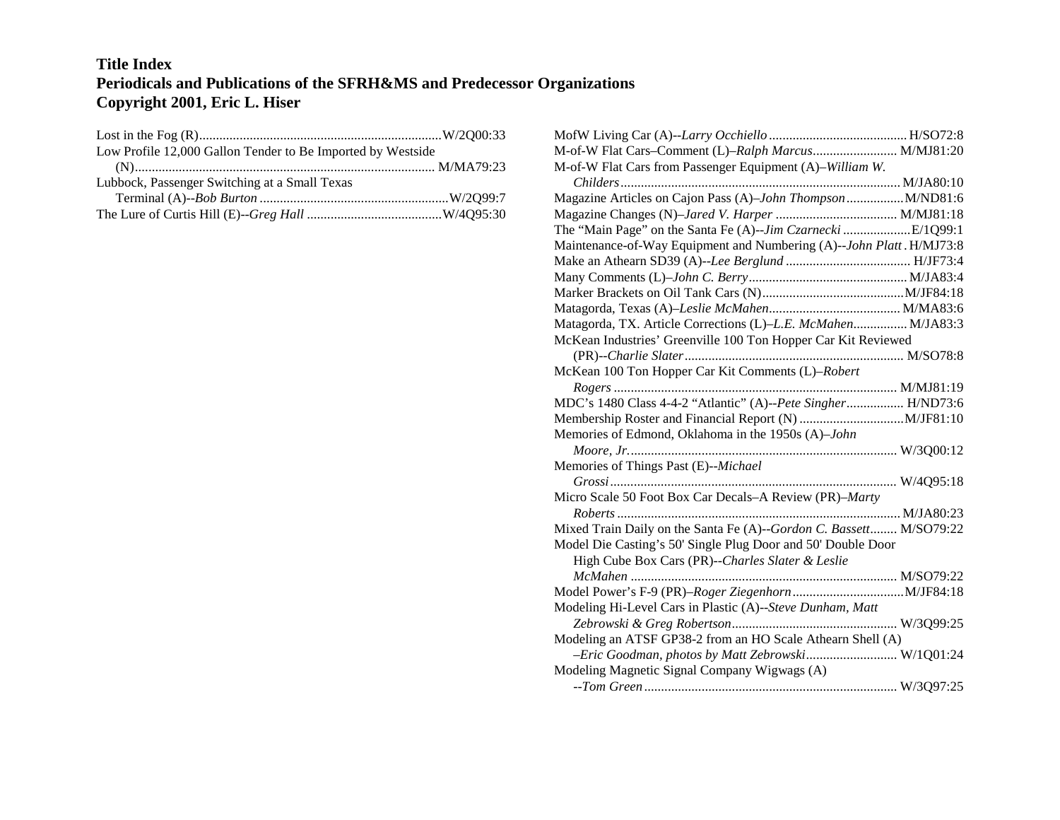**Title Index**
**Periodicals and Publications of the SFRH&MS and Predecessor Organizations**
**Copyright 2001, Eric L. Hiser**

Lost in the Fog (R)........................................................................W/2Q00:33

Low Profile 12,000 Gallon Tender to Be Imported by Westside (N)........................................................................................M/MA79:23

Lubbock, Passenger Switching at a Small Texas Terminal (A)--*Bob Burton*........................................................W/2Q99:7

The Lure of Curtis Hill (E)--*Greg Hall*........................................W/4Q95:30

MofW Living Car (A)--*Larry Occhiello*.........................................H/SO72:8

M-of-W Flat Cars–Comment (L)–*Ralph Marcus*.........................M/MJ81:20

M-of-W Flat Cars from Passenger Equipment (A)–*William W. Childers*..................................................................................M/JA80:10

Magazine Articles on Cajon Pass (A)–*John Thompson*.................M/ND81:6

Magazine Changes (N)–*Jared V. Harper*....................................M/MJ81:18

The "Main Page" on the Santa Fe (A)--*Jim Czarnecki*....................E/1Q99:1

Maintenance-of-Way Equipment and Numbering (A)--*John Platt*. H/MJ73:8

Make an Athearn SD39 (A)--*Lee Berglund*..................................... H/JF73:4

Many Comments (L)–*John C. Berry*..............................................M/JA83:4

Marker Brackets on Oil Tank Cars (N)..........................................M/JF84:18

Matagorda, Texas (A)–*Leslie McMahen*.......................................M/MA83:6

Matagorda, TX. Article Corrections (L)–*L.E. McMahen*................M/JA83:3

McKean Industries' Greenville 100 Ton Hopper Car Kit Reviewed (PR)--*Charlie Slater*................................................................. M/SO78:8

McKean 100 Ton Hopper Car Kit Comments (L)–*Robert Rogers*................................................................................... M/MJ81:19

MDC's 1480 Class 4-4-2 "Atlantic" (A)--*Pete Singher*................. H/ND73:6

Membership Roster and Financial Report (N)...............................M/JF81:10

Memories of Edmond, Oklahoma in the 1950s (A)–*John Moore, Jr.*............................................................................. W/3Q00:12

Memories of Things Past (E)--*Michael Grossi*.................................................................................... W/4Q95:18

Micro Scale 50 Foot Box Car Decals–A Review (PR)–*Marty Roberts*...................................................................................M/JA80:23

Mixed Train Daily on the Santa Fe (A)--*Gordon C. Bassett*........ M/SO79:22

Model Die Casting's 50' Single Plug Door and 50' Double Door High Cube Box Cars (PR)--*Charles Slater & Leslie McMahen*.............................................................................. M/SO79:22

Model Power's F-9 (PR)–*Roger Ziegenhorn*.................................M/JF84:18

Modeling Hi-Level Cars in Plastic (A)--*Steve Dunham, Matt Zebrowski & Greg Robertson*................................................ W/3Q99:25

Modeling an ATSF GP38-2 from an HO Scale Athearn Shell (A) –*Eric Goodman, photos by Matt Zebrowski*........................... W/1Q01:24

Modeling Magnetic Signal Company Wigwags (A) --*Tom Green*.......................................................................... W/3Q97:25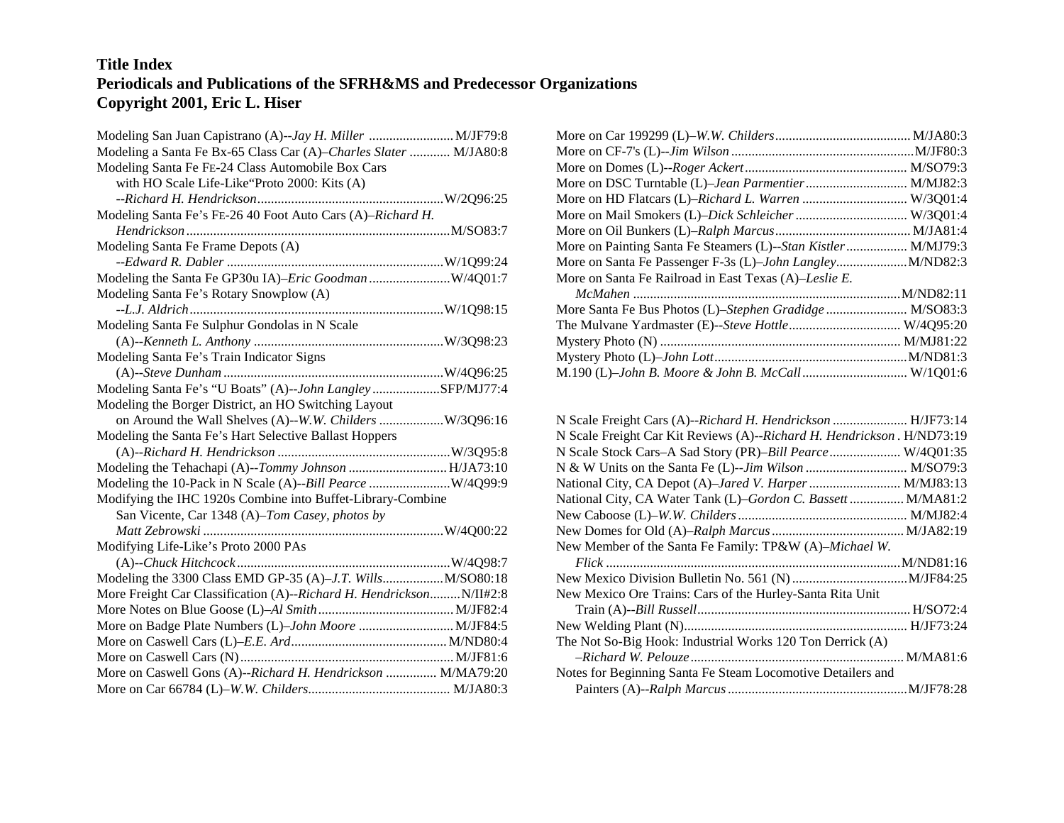**Title Index**
**Periodicals and Publications of the SFRH&MS and Predecessor Organizations**
**Copyright 2001, Eric L. Hiser**

Modeling San Juan Capistrano (A)--*Jay H. Miller* .......................... M/JF79:8
Modeling a Santa Fe Bx-65 Class Car (A)–*Charles Slater* ............ M/JA80:8
Modeling Santa Fe FE-24 Class Automobile Box Cars
with HO Scale Life-Like"Proto 2000: Kits (A)
--*Richard H. Hendrickson*....................................................... W/2Q96:25
Modeling Santa Fe's FE-26 40 Foot Auto Cars (A)–*Richard H. Hendrickson*............................................................................. M/SO83:7
Modeling Santa Fe Frame Depots (A)
--*Edward R. Dabler* ................................................................. W/1Q99:24
Modeling the Santa Fe GP30u IA)–*Eric Goodman* ........................ W/4Q01:7
Modeling Santa Fe's Rotary Snowplow (A)
--*L.J. Aldrich*........................................................................... W/1Q98:15
Modeling Santa Fe Sulphur Gondolas in N Scale
(A)--*Kenneth L. Anthony* ......................................................... W/3Q98:23
Modeling Santa Fe's Train Indicator Signs
(A)--*Steve Dunham* ................................................................. W/4Q96:25
Modeling Santa Fe's "U Boats" (A)--*John Langley* .................... SFP/MJ77:4
Modeling the Borger District, an HO Switching Layout
on Around the Wall Shelves (A)--*W.W. Childers* ................... W/3Q96:16
Modeling the Santa Fe's Hart Selective Ballast Hoppers
(A)--*Richard H. Hendrickson* ................................................... W/3Q95:8
Modeling the Tehachapi (A)--*Tommy Johnson* ............................. H/JA73:10
Modeling the 10-Pack in N Scale (A)--*Bill Pearce* ........................ W/4Q99:9
Modifying the IHC 1920s Combine into Buffet-Library-Combine
San Vicente, Car 1348 (A)–*Tom Casey, photos by Matt Zebrowski* ....................................................................... W/4Q00:22
Modifying Life-Like's Proto 2000 PAs
(A)--*Chuck Hitchcock* ............................................................... W/4Q98:7
Modeling the 3300 Class EMD GP-35 (A)–*J.T. Wills*.................. M/SO80:18
More Freight Car Classification (A)--*Richard H. Hendrickson*......... N/II#2:8
More Notes on Blue Goose (L)–*Al Smith*......................................... M/JF82:4
More on Badge Plate Numbers (L)–*John Moore* ............................ M/JF84:5
More on Caswell Cars (L)–*E.E. Ard*.............................................. M/ND80:4
More on Caswell Cars (N)................................................................ M/JF81:6
More on Caswell Gons (A)--*Richard H. Hendrickson* ............... M/MA79:20
More on Car 66784 (L)–*W.W. Childers*........................................... M/JA80:3
More on Car 199299 (L)–*W.W. Childers*......................................... M/JA80:3
More on CF-7's (L)--*Jim Wilson* ...................................................... M/JF80:3
More on Domes (L)--*Roger Ackert*................................................ M/SO79:3
More on DSC Turntable (L)–*Jean Parmentier* ................................ M/MJ82:3
More on HD Flatcars (L)–*Richard L. Warren* ................................ W/3Q01:4
More on Mail Smokers (L)–*Dick Schleicher* .................................. W/3Q01:4
More on Oil Bunkers (L)–*Ralph Marcus*......................................... M/JA81:4
More on Painting Santa Fe Steamers (L)--*Stan Kistler* .................. M/MJ79:3
More on Santa Fe Passenger F-3s (L)–*John Langley*..................... M/ND82:3
More on Santa Fe Railroad in East Texas (A)–*Leslie E. McMahen* .............................................................................. M/ND82:11
More Santa Fe Bus Photos (L)–*Stephen Gradidge* ........................ M/SO83:3
The Mulvane Yardmaster (E)--*Steve Hottle*................................. W/4Q95:20
Mystery Photo (N) ....................................................................... M/MJ81:22
Mystery Photo (L)–*John Lott*......................................................... M/ND81:3
M.190 (L)–*John B. Moore & John B. McCall* ............................... W/1Q01:6

N Scale Freight Cars (A)--*Richard H. Hendrickson* ...................... H/JF73:14
N Scale Freight Car Kit Reviews (A)--*Richard H. Hendrickson* . H/ND73:19
N Scale Stock Cars–A Sad Story (PR)–*Bill Pearce*..................... W/4Q01:35
N & W Units on the Santa Fe (L)--*Jim Wilson* .............................. M/SO79:3
National City, CA Depot (A)–*Jared V. Harper* ........................... M/MJ83:13
National City, CA Water Tank (L)–*Gordon C. Bassett* ................ M/MA81:2
New Caboose (L)–*W.W. Childers*.................................................. M/MJ82:4
New Domes for Old (A)–*Ralph Marcus* ....................................... M/JA82:19
New Member of the Santa Fe Family: TP&W (A)–*Michael W. Flick* ....................................................................................... M/ND81:16
New Mexico Division Bulletin No. 561 (N) .................................. M/JF84:25
New Mexico Ore Trains: Cars of the Hurley-Santa Rita Unit
Train (A)--*Bill Russell*............................................................... H/SO72:4
New Welding Plant (N)................................................................. H/JF73:24
The Not So-Big Hook: Industrial Works 120 Ton Derrick (A)
–*Richard W. Pelouze* ............................................................... M/MA81:6
Notes for Beginning Santa Fe Steam Locomotive Detailers and
Painters (A)--*Ralph Marcus* ..................................................... M/JF78:28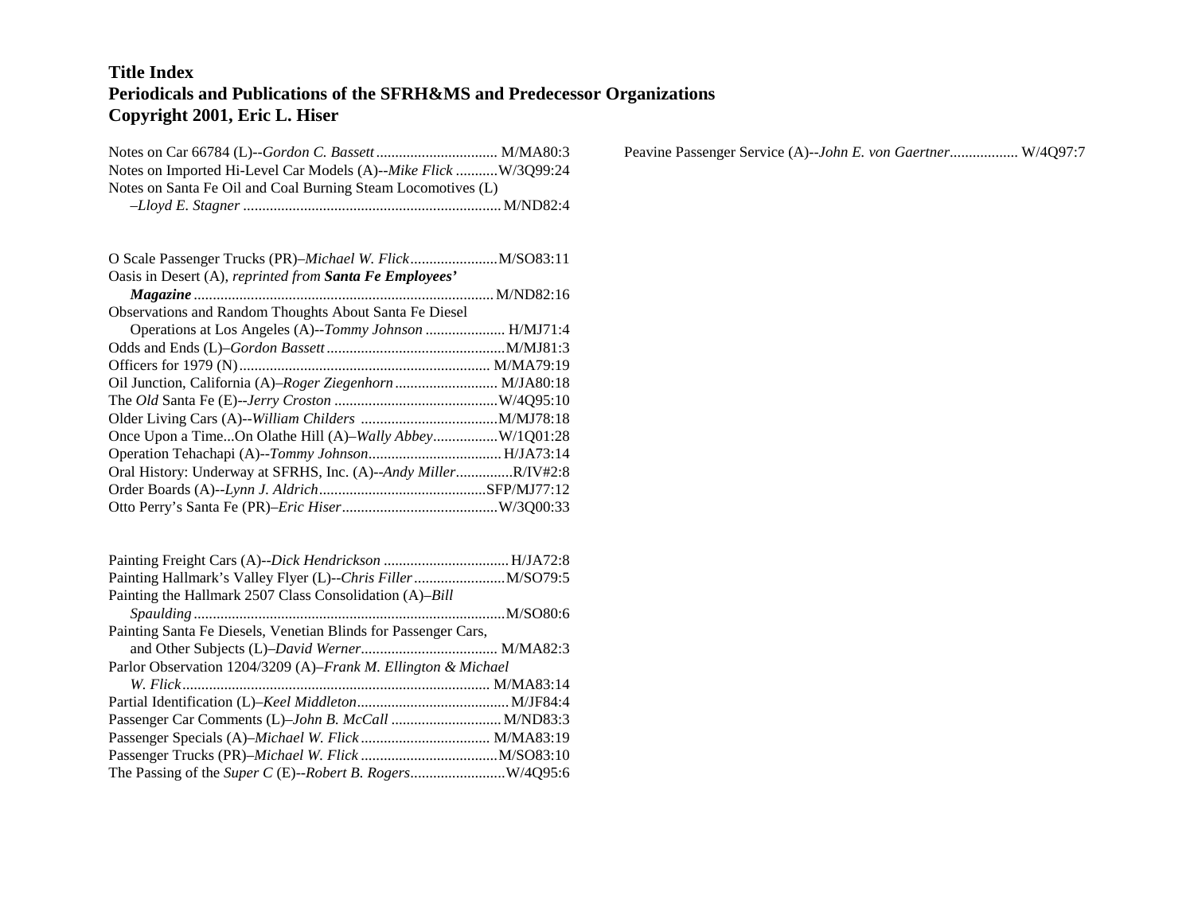**Title Index**
**Periodicals and Publications of the SFRH&MS and Predecessor Organizations**
**Copyright 2001, Eric L. Hiser**

Notes on Car 66784 (L)--*Gordon C. Bassett* ................................ M/MA80:3
Notes on Imported Hi-Level Car Models (A)--*Mike Flick* ...........W/3Q99:24
Notes on Santa Fe Oil and Coal Burning Steam Locomotives (L)
–*Lloyd E. Stagner* .................................................................... M/ND82:4

O Scale Passenger Trucks (PR)–*Michael W. Flick*.......................M/SO83:11
Oasis in Desert (A), *reprinted from* ***Santa Fe Employees' Magazine*** .............................................................................. M/ND82:16
Observations and Random Thoughts About Santa Fe Diesel Operations at Los Angeles (A)--*Tommy Johnson* ..................... H/MJ71:4
Odds and Ends (L)–*Gordon Bassett*...............................................M/MJ81:3
Officers for 1979 (N)................................................................. M/MA79:19
Oil Junction, California (A)–*Roger Ziegenhorn*........................... M/JA80:18
The *Old* Santa Fe (E)--*Jerry Croston* ...........................................W/4Q95:10
Older Living Cars (A)--*William Childers* ....................................M/MJ78:18
Once Upon a Time...On Olathe Hill (A)–*Wally Abbey*.................W/1Q01:28
Operation Tehachapi (A)--*Tommy Johnson*................................... H/JA73:14
Oral History: Underway at SFRHS, Inc. (A)--*Andy Miller*...............R/IV#2:8
Order Boards (A)--*Lynn J. Aldrich*...........................................SFP/MJ77:12
Otto Perry's Santa Fe (PR)–*Eric Hiser*.........................................W/3Q00:33

Painting Freight Cars (A)--*Dick Hendrickson* ................................. H/JA72:8
Painting Hallmark's Valley Flyer (L)--*Chris Filler*........................M/SO79:5
Painting the Hallmark 2507 Class Consolidation (A)–*Bill Spaulding* .................................................................................M/SO80:6
Painting Santa Fe Diesels, Venetian Blinds for Passenger Cars, and Other Subjects (L)–*David Werner*.................................... M/MA82:3
Parlor Observation 1204/3209 (A)–*Frank M. Ellington & Michael W. Flick*................................................................................ M/MA83:14
Partial Identification (L)–*Keel Middleton*........................................M/JF84:4
Passenger Car Comments (L)–*John B. McCall* ............................. M/ND83:3
Passenger Specials (A)–*Michael W. Flick*.................................. M/MA83:19
Passenger Trucks (PR)–*Michael W. Flick* ....................................M/SO83:10
The Passing of the *Super C* (E)--*Robert B. Rogers*.........................W/4Q95:6

Peavine Passenger Service (A)--*John E. von Gaertner*.................. W/4Q97:7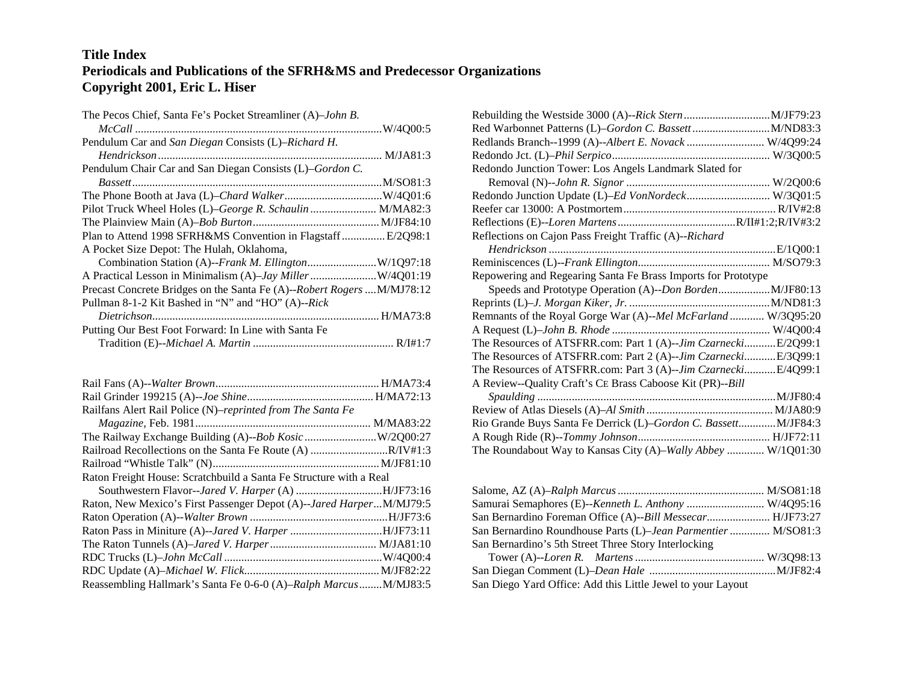**Title Index**
**Periodicals and Publications of the SFRH&MS and Predecessor Organizations**
**Copyright 2001, Eric L. Hiser**

The Pecos Chief, Santa Fe's Pocket Streamliner (A)–*John B. McCall* ....W/4Q00:5
Pendulum Car and *San Diegan* Consists (L)–*Richard H. Hendrickson* .... M/JA81:3
Pendulum Chair Car and San Diegan Consists (L)–*Gordon C. Bassett* ....M/SO81:3
The Phone Booth at Java (L)–*Chard Walker* ....W/4Q01:6
Pilot Truck Wheel Holes (L)–*George R. Schaulin* .... M/MA82:3
The Plainview Main (A)–*Bob Burton* .... M/JF84:10
Plan to Attend 1998 SFRH&MS Convention in Flagstaff .... E/2Q98:1
A Pocket Size Depot: The Hulah, Oklahoma, Combination Station (A)--*Frank M. Ellington* ....W/1Q97:18
A Practical Lesson in Minimalism (A)–*Jay Miller* ....W/4Q01:19
Precast Concrete Bridges on the Santa Fe (A)--*Robert Rogers* ....M/MJ78:12
Pullman 8-1-2 Kit Bashed in "N" and "HO" (A)--*Rick Dietrichson*.... H/MA73:8
Putting Our Best Foot Forward: In Line with Santa Fe Tradition (E)--*Michael A. Martin* .... R/I#1:7

Rail Fans (A)--*Walter Brown*.... H/MA73:4
Rail Grinder 199215 (A)--*Joe Shine*.... H/MA72:13
Railfans Alert Rail Police (N)–*reprinted from The Santa Fe Magazine*, Feb. 1981.... M/MA83:22
The Railway Exchange Building (A)--*Bob Kosic* ....W/2Q00:27
Railroad Recollections on the Santa Fe Route (A) ....R/IV#1:3
Railroad "Whistle Talk" (N).... M/JF81:10
Raton Freight House: Scratchbuild a Santa Fe Structure with a Real Southwestern Flavor--*Jared V. Harper* (A) ....H/JF73:16
Raton, New Mexico's First Passenger Depot (A)--*Jared Harper*...M/MJ79:5
Raton Operation (A)--*Walter Brown* ....H/JF73:6
Raton Pass in Miniture (A)--*Jared V. Harper* ....H/JF73:11
The Raton Tunnels (A)–*Jared V. Harper*.... M/JA81:10
RDC Trucks (L)–*John McCall* ....W/4Q00:4
RDC Update (A)–*Michael W. Flick*.... M/JF82:22
Reassembling Hallmark's Santa Fe 0-6-0 (A)–*Ralph Marcus*....M/MJ83:5

Rebuilding the Westside 3000 (A)--*Rick Stern*....M/JF79:23
Red Warbonnet Patterns (L)–*Gordon C. Bassett*....M/ND83:3
Redlands Branch--1999 (A)--*Albert E. Novack* .... W/4Q99:24
Redondo Jct. (L)–*Phil Serpico*.... W/3Q00:5
Redondo Junction Tower: Los Angels Landmark Slated for Removal (N)--*John R. Signor* .... W/2Q00:6
Redondo Junction Update (L)–*Ed VonNordeck*.... W/3Q01:5
Reefer car 13000: A Postmortem.... R/IV#2:8
Reflections (E)--*Loren Martens*....R/II#1:2;R/IV#3:2
Reflections on Cajon Pass Freight Traffic (A)--*Richard Hendrickson* ....E/1Q00:1
Reminiscences (L)--*Frank Ellington*.... M/SO79:3
Repowering and Regearing Santa Fe Brass Imports for Prototype Speeds and Prototype Operation (A)--*Don Borden*....M/JF80:13
Reprints (L)–*J. Morgan Kiker, Jr.* ....M/ND81:3
Remnants of the Royal Gorge War (A)--*Mel McFarland* .... W/3Q95:20
A Request (L)–*John B. Rhode* .... W/4Q00:4
The Resources of ATSFRR.com: Part 1 (A)--*Jim Czarnecki*....E/2Q99:1
The Resources of ATSFRR.com: Part 2 (A)--*Jim Czarnecki*....E/3Q99:1
The Resources of ATSFRR.com: Part 3 (A)--*Jim Czarnecki*....E/4Q99:1
A Review--Quality Craft's CE Brass Caboose Kit (PR)--*Bill Spaulding* ....M/JF80:4
Review of Atlas Diesels (A)–*Al Smith* .... M/JA80:9
Rio Grande Buys Santa Fe Derrick (L)–*Gordon C. Bassett*....M/JF84:3
A Rough Ride (R)--*Tommy Johnson*.... H/JF72:11
The Roundabout Way to Kansas City (A)–*Wally Abbey* .... W/1Q01:30

Salome, AZ (A)–*Ralph Marcus* .... M/SO81:18
Samurai Semaphores (E)--*Kenneth L. Anthony* .... W/4Q95:16
San Bernardino Foreman Office (A)--*Bill Messecar*.... H/JF73:27
San Bernardino Roundhouse Parts (L)–*Jean Parmentier* .... M/SO81:3
San Bernardino's 5th Street Three Story Interlocking Tower (A)--*Loren R. Martens* .... W/3Q98:13
San Diegan Comment (L)–*Dean Hale* ....M/JF82:4
San Diego Yard Office: Add this Little Jewel to your Layout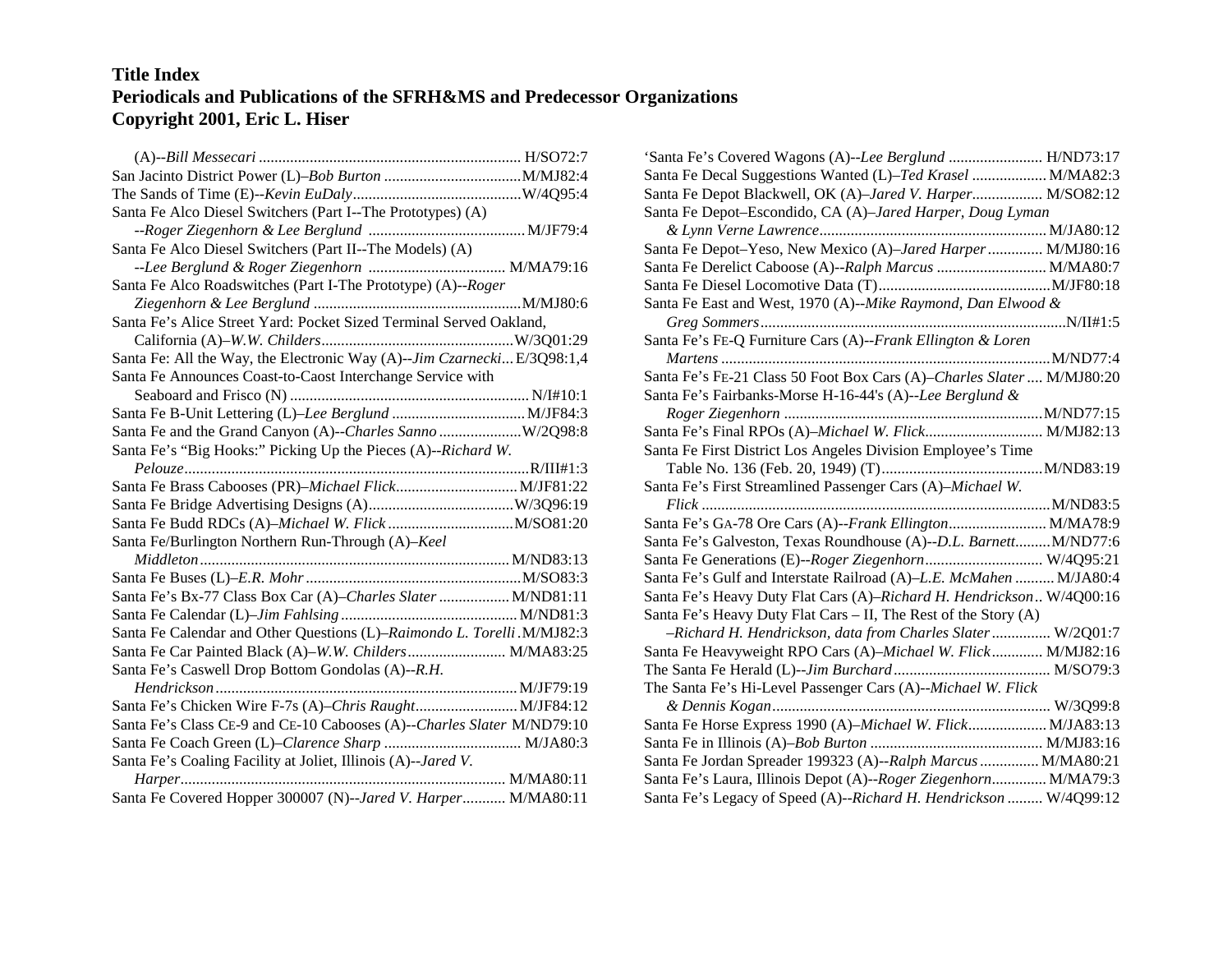**Title Index**
**Periodicals and Publications of the SFRH&MS and Predecessor Organizations**
**Copyright 2001, Eric L. Hiser**

(A)--*Bill Messecari* .................................................................. H/SO72:7
San Jacinto District Power (L)–*Bob Burton* ...................................M/MJ82:4
The Sands of Time (E)--*Kevin EuDaly*...........................................W/4Q95:4
Santa Fe Alco Diesel Switchers (Part I--The Prototypes) (A)
--*Roger Ziegenhorn & Lee Berglund* ........................................M/JF79:4
Santa Fe Alco Diesel Switchers (Part II--The Models) (A)
--*Lee Berglund & Roger Ziegenhorn* ................................... M/MA79:16
Santa Fe Alco Roadswitches (Part I-The Prototype) (A)--*Roger Ziegenhorn & Lee Berglund* .....................................................M/MJ80:6
Santa Fe's Alice Street Yard: Pocket Sized Terminal Served Oakland, California (A)–*W.W. Childers*.................................................W/3Q01:29
Santa Fe: All the Way, the Electronic Way (A)--*Jim Czarnecki*... E/3Q98:1,4
Santa Fe Announces Coast-to-Caost Interchange Service with Seaboard and Frisco (N) ............................................................ N/I#10:1
Santa Fe B-Unit Lettering (L)–*Lee Berglund* .................................. M/JF84:3
Santa Fe and the Grand Canyon (A)--*Charles Sanno* .....................W/2Q98:8
Santa Fe's "Big Hooks:" Picking Up the Pieces (A)--*Richard W. Pelouze*........................................................................................R/III#1:3
Santa Fe Brass Cabooses (PR)–*Michael Flick*...............................M/JF81:22
Santa Fe Bridge Advertising Designs (A).....................................W/3Q96:19
Santa Fe Budd RDCs (A)–*Michael W. Flick* ................................M/SO81:20
Santa Fe/Burlington Northern Run-Through (A)–*Keel Middleton*...............................................................................M/ND83:13
Santa Fe Buses (L)–*E.R. Mohr* .......................................................M/SO83:3
Santa Fe's Bx-77 Class Box Car (A)–*Charles Slater* .................. M/ND81:11
Santa Fe Calendar (L)–*Jim Fahlsing* .............................................M/ND81:3
Santa Fe Calendar and Other Questions (L)–*Raimondo L. Torelli*.M/MJ82:3
Santa Fe Car Painted Black (A)–*W.W. Childers*......................... M/MA83:25
Santa Fe's Caswell Drop Bottom Gondolas (A)--*R.H. Hendrickson*............................................................................M/JF79:19
Santa Fe's Chicken Wire F-7s (A)–*Chris Raught*..........................M/JF84:12
Santa Fe's Class CE-9 and CE-10 Cabooses (A)--*Charles Slater* M/ND79:10
Santa Fe Coach Green (L)–*Clarence Sharp* ................................... M/JA80:3
Santa Fe's Coaling Facility at Joliet, Illinois (A)--*Jared V. Harper*.................................................................................. M/MA80:11
Santa Fe Covered Hopper 300007 (N)--*Jared V. Harper*........... M/MA80:11
'Santa Fe's Covered Wagons (A)--*Lee Berglund* ........................ H/ND73:17
Santa Fe Decal Suggestions Wanted (L)–*Ted Krasel* ................... M/MA82:3
Santa Fe Depot Blackwell, OK (A)–*Jared V. Harper*.................. M/SO82:12
Santa Fe Depot–Escondido, CA (A)–*Jared Harper, Doug Lyman & Lynn Verne Lawrence*..........................................................M/JA80:12
Santa Fe Depot–Yeso, New Mexico (A)–*Jared Harper* .............. M/MJ80:16
Santa Fe Derelict Caboose (A)--*Ralph Marcus* ............................ M/MA80:7
Santa Fe Diesel Locomotive Data (T)............................................M/JF80:18
Santa Fe East and West, 1970 (A)--*Mike Raymond, Dan Elwood & Greg Sommers*.............................................................................N/II#1:5
Santa Fe's FE-Q Furniture Cars (A)--*Frank Ellington & Loren Martens* ...................................................................................M/ND77:4
Santa Fe's FE-21 Class 50 Foot Box Cars (A)–*Charles Slater* .... M/MJ80:20
Santa Fe's Fairbanks-Morse H-16-44's (A)--*Lee Berglund & Roger Ziegenhorn* .................................................................M/ND77:15
Santa Fe's Final RPOs (A)–*Michael W. Flick*............................. M/MJ82:13
Santa Fe First District Los Angeles Division Employee's Time Table No. 136 (Feb. 20, 1949) (T).........................................M/ND83:19
Santa Fe's First Streamlined Passenger Cars (A)–*Michael W. Flick* ........................................................................................M/ND83:5
Santa Fe's GA-78 Ore Cars (A)--*Frank Ellington*......................... M/MA78:9
Santa Fe's Galveston, Texas Roundhouse (A)--*D.L. Barnett*.........M/ND77:6
Santa Fe Generations (E)--*Roger Ziegenhorn*............................. W/4Q95:21
Santa Fe's Gulf and Interstate Railroad (A)–*L.E. McMahen* .......... M/JA80:4
Santa Fe's Heavy Duty Flat Cars (A)–*Richard H. Hendrickson*.. W/4Q00:16
Santa Fe's Heavy Duty Flat Cars – II, The Rest of the Story (A) –*Richard H. Hendrickson, data from Charles Slater* ............... W/2Q01:7
Santa Fe Heavyweight RPO Cars (A)–*Michael W. Flick*............. M/MJ82:16
The Santa Fe Herald (L)--*Jim Burchard*........................................ M/SO79:3
The Santa Fe's Hi-Level Passenger Cars (A)--*Michael W. Flick & Dennis Kogan*...................................................................... W/3Q99:8
Santa Fe Horse Express 1990 (A)–*Michael W. Flick*....................M/JA83:13
Santa Fe in Illinois (A)–*Bob Burton* ........................................... M/MJ83:16
Santa Fe Jordan Spreader 199323 (A)--*Ralph Marcus* ............... M/MA80:21
Santa Fe's Laura, Illinois Depot (A)--*Roger Ziegenhorn*.............. M/MA79:3
Santa Fe's Legacy of Speed (A)--*Richard H. Hendrickson* ......... W/4Q99:12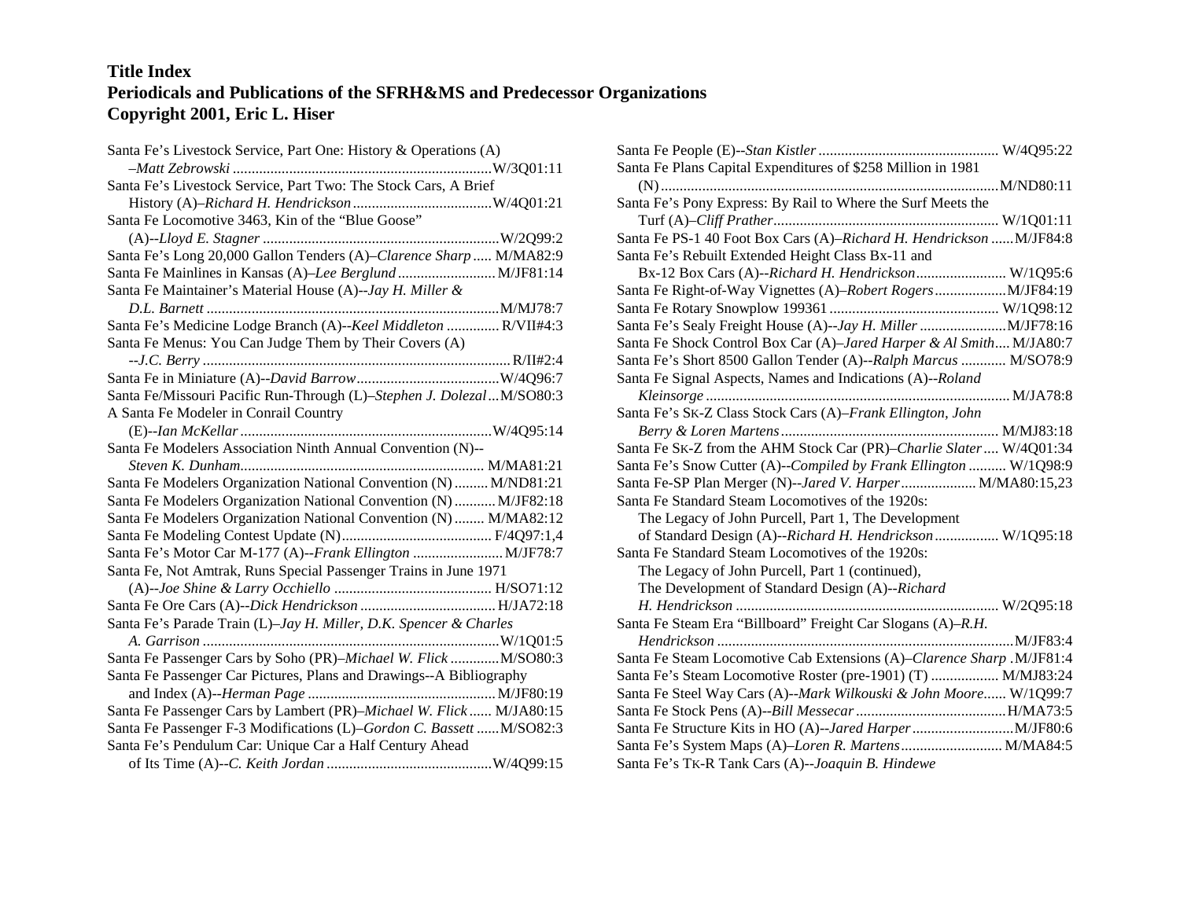**Title Index**
**Periodicals and Publications of the SFRH&MS and Predecessor Organizations**
**Copyright 2001, Eric L. Hiser**

Santa Fe's Livestock Service, Part One: History & Operations (A) –*Matt Zebrowski* ..................... W/3Q01:11

Santa Fe's Livestock Service, Part Two: The Stock Cars, A Brief History (A)–*Richard H. Hendrickson* ..................... W/4Q01:21

Santa Fe Locomotive 3463, Kin of the "Blue Goose" (A)--*Lloyd E. Stagner* ..................... W/2Q99:2

Santa Fe's Long 20,000 Gallon Tenders (A)–*Clarence Sharp* ..... M/MA82:9

Santa Fe Mainlines in Kansas (A)–*Lee Berglund* ..................... M/JF81:14

Santa Fe Maintainer's Material House (A)--*Jay H. Miller & D.L. Barnett* ..................... M/MJ78:7

Santa Fe's Medicine Lodge Branch (A)--*Keel Middleton* ............. R/VII#4:3

Santa Fe Menus: You Can Judge Them by Their Covers (A) --*J.C. Berry* ..................... R/II#2:4

Santa Fe in Miniature (A)--*David Barrow* ..................... W/4Q96:7

Santa Fe/Missouri Pacific Run-Through (L)–*Stephen J. Dolezal* ... M/SO80:3

A Santa Fe Modeler in Conrail Country (E)--*Ian McKellar* ..................... W/4Q95:14

Santa Fe Modelers Association Ninth Annual Convention (N)-- *Steven K. Dunham* ..................... M/MA81:21

Santa Fe Modelers Organization National Convention (N) ......... M/ND81:21

Santa Fe Modelers Organization National Convention (N) ........... M/JF82:18

Santa Fe Modelers Organization National Convention (N) ........ M/MA82:12

Santa Fe Modeling Contest Update (N) ..................... F/4Q97:1,4

Santa Fe's Motor Car M-177 (A)--*Frank Ellington* ..................... M/JF78:7

Santa Fe, Not Amtrak, Runs Special Passenger Trains in June 1971 (A)--*Joe Shine & Larry Occhiello* ..................... H/SO71:12

Santa Fe Ore Cars (A)--*Dick Hendrickson* ..................... H/JA72:18

Santa Fe's Parade Train (L)–*Jay H. Miller, D.K. Spencer & Charles A. Garrison* ..................... W/1Q01:5

Santa Fe Passenger Cars by Soho (PR)–*Michael W. Flick* ............. M/SO80:3

Santa Fe Passenger Car Pictures, Plans and Drawings--A Bibliography and Index (A)--*Herman Page* ..................... M/JF80:19

Santa Fe Passenger Cars by Lambert (PR)–*Michael W. Flick* ...... M/JA80:15

Santa Fe Passenger F-3 Modifications (L)–*Gordon C. Bassett* ...... M/SO82:3

Santa Fe's Pendulum Car: Unique Car a Half Century Ahead of Its Time (A)--*C. Keith Jordan* ..................... W/4Q99:15

Santa Fe People (E)--*Stan Kistler* ..................... W/4Q95:22

Santa Fe Plans Capital Expenditures of $258 Million in 1981 (N) ..................... M/ND80:11

Santa Fe's Pony Express: By Rail to Where the Surf Meets the Turf (A)–*Cliff Prather* ..................... W/1Q01:11

Santa Fe PS-1 40 Foot Box Cars (A)–*Richard H. Hendrickson* ...... M/JF84:8

Santa Fe's Rebuilt Extended Height Class Bx-11 and Bx-12 Box Cars (A)--*Richard H. Hendrickson* ..................... W/1Q95:6

Santa Fe Right-of-Way Vignettes (A)–*Robert Rogers* ..................... M/JF84:19

Santa Fe Rotary Snowplow 199361 ..................... W/1Q98:12

Santa Fe's Sealy Freight House (A)--*Jay H. Miller* ..................... M/JF78:16

Santa Fe Shock Control Box Car (A)–*Jared Harper & Al Smith* .... M/JA80:7

Santa Fe's Short 8500 Gallon Tender (A)--*Ralph Marcus* ............ M/SO78:9

Santa Fe Signal Aspects, Names and Indications (A)--*Roland Kleinsorge* ..................... M/JA78:8

Santa Fe's SK-Z Class Stock Cars (A)–*Frank Ellington, John Berry & Loren Martens* ..................... M/MJ83:18

Santa Fe SK-Z from the AHM Stock Car (PR)–*Charlie Slater* .... W/4Q01:34

Santa Fe's Snow Cutter (A)--*Compiled by Frank Ellington* .......... W/1Q98:9

Santa Fe-SP Plan Merger (N)--*Jared V. Harper* ..................... M/MA80:15,23

Santa Fe Standard Steam Locomotives of the 1920s: The Legacy of John Purcell, Part 1, The Development of Standard Design (A)--*Richard H. Hendrickson* ..................... W/1Q95:18

Santa Fe Standard Steam Locomotives of the 1920s: The Legacy of John Purcell, Part 1 (continued), The Development of Standard Design (A)--*Richard H. Hendrickson* ..................... W/2Q95:18

Santa Fe Steam Era "Billboard" Freight Car Slogans (A)–*R.H. Hendrickson* ..................... M/JF83:4

Santa Fe Steam Locomotive Cab Extensions (A)–*Clarence Sharp* .M/JF81:4

Santa Fe's Steam Locomotive Roster (pre-1901) (T) ..................... M/MJ83:24

Santa Fe Steel Way Cars (A)--*Mark Wilkouski & John Moore* ...... W/1Q99:7

Santa Fe Stock Pens (A)--*Bill Messecar* ..................... H/MA73:5

Santa Fe Structure Kits in HO (A)--*Jared Harper* ..................... M/JF80:6

Santa Fe's System Maps (A)–*Loren R. Martens* ..................... M/MA84:5

Santa Fe's TK-R Tank Cars (A)--*Joaquin B. Hindewe*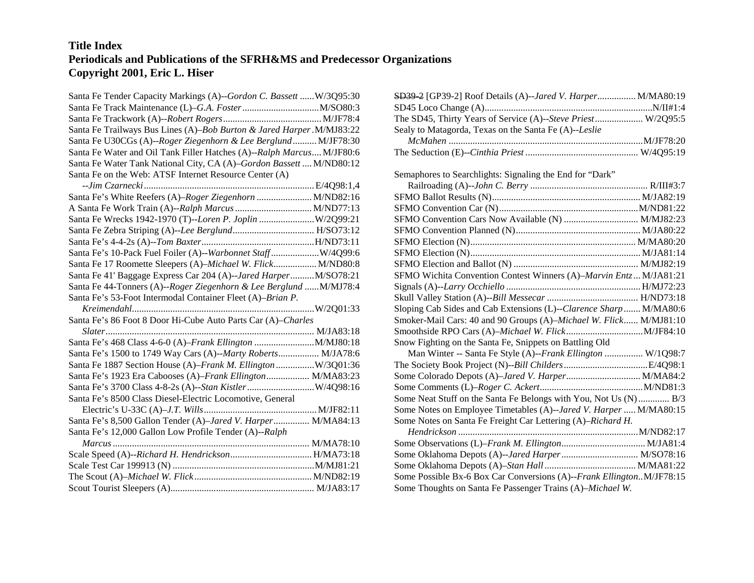# Title Index

## Periodicals and Publications of the SFRH&MS and Predecessor Organizations

## Copyright 2001, Eric L. Hiser

Santa Fe Tender Capacity Markings (A)--*Gordon C. Bassett* ......W/3Q95:30
Santa Fe Track Maintenance (L)–*G.A. Foster*................................M/SO80:3
Santa Fe Trackwork (A)--*Robert Rogers*.........................................M/JF78:4
Santa Fe Trailways Bus Lines (A)–*Bob Burton & Jared Harper* .M/MJ83:22
Santa Fe U30CGs (A)--*Roger Ziegenhorn & Lee Berglund*..........M/JF78:30
Santa Fe Water and Oil Tank Filler Hatches (A)--*Ralph Marcus*.... M/JF80:6
Santa Fe Water Tank National City, CA (A)–*Gordon Bassett* .... M/ND80:12
Santa Fe on the Web: ATSF Internet Resource Center (A)
    --*Jim Czarnecki*.......................................................................E/4Q98:1,4
Santa Fe's White Reefers (A)–*Roger Ziegenhorn* ....................... M/ND82:16
A Santa Fe Work Train (A)--*Ralph Marcus*................................ M/ND77:13
Santa Fe Wrecks 1942-1970 (T)--*Loren P. Joplin* .......................W/2Q99:21
Santa Fe Zebra Striping (A)--*Lee Berglund*.................................. H/SO73:12
Santa Fe's 4-4-2s (A)--*Tom Baxter*...............................................H/ND73:11
Santa Fe's 10-Pack Fuel Foiler (A)--*Warbonnet Staff*....................W/4Q99:6
Santa Fe 17 Roomette Sleepers (A)–*Michael W. Flick*.................. M/ND80:8
Santa Fe 41' Baggage Express Car 204 (A)--*Jared Harper*..........M/SO78:21
Santa Fe 44-Tonners (A)--*Roger Ziegenhorn & Lee Berglund* ......M/MJ78:4
Santa Fe's 53-Foot Intermodal Container Fleet (A)–*Brian P.*
    *Kreimendahl*...........................................................................W/2Q01:33
Santa Fe's 86 Foot 8 Door Hi-Cube Auto Parts Car (A)–*Charles*
    *Slater*...................................................................................... M/JA83:18
Santa Fe's 468 Class 4-6-0 (A)–*Frank Ellington* .........................M/MJ80:18
Santa Fe's 1500 to 1749 Way Cars (A)--*Marty Roberts*................. M/JA78:6
Santa Fe 1887 Section House (A)–*Frank M. Ellington*................W/3Q01:36
Santa Fe's 1923 Era Cabooses (A)–*Frank Ellington*.................. M/MA83:23
Santa Fe's 3700 Class 4-8-2s (A)--*Stan Kistler*............................W/4Q98:16
Santa Fe's 8500 Class Diesel-Electric Locomotive, General
    Electric's U-33C (A)–*J.T. Wills*...............................................M/JF82:11
Santa Fe's 8,500 Gallon Tender (A)–*Jared V. Harper*............... M/MA84:13
Santa Fe's 12,000 Gallon Low Profile Tender (A)--*Ralph*
    *Marcus*................................................................................. M/MA78:10
Scale Speed (A)--*Richard H. Hendrickson*.................................. H/MA73:18
Scale Test Car 199913 (N) ...........................................................M/MJ81:21
The Scout (A)–*Michael W. Flick*................................................. M/ND82:19
Scout Tourist Sleepers (A)............................................................ M/JA83:17

~~SD39-2~~ [GP39-2] Roof Details (A)--*Jared V. Harper*................ M/MA80:19
SD45 Loco Change (A).....................................................................N/II#1:4
The SD45, Thirty Years of Service (A)--*Steve Priest*.................... W/2Q95:5
Sealy to Matagorda, Texas on the Santa Fe (A)--*Leslie*
    *McMahen* ...............................................................................M/JF78:20
The Seduction (E)--*Cinthia Priest* ............................................... W/4Q95:19

Semaphores to Searchlights: Signaling the End for "Dark"
    Railroading (A)--*John C. Berry* ................................................ R/III#3:7
SFMO Ballot Results (N)............................................................. M/JA82:19
SFMO Convention Car (N)..........................................................M/ND81:22
SFMO Convention Cars Now Available (N) ............................... M/MJ82:23
SFMO Convention Planned (N)................................................... M/JA80:22
SFMO Election (N).................................................................... M/MA80:20
SFMO Election (N)...................................................................... M/JA81:14
SFMO Election and Ballot (N) ................................................... M/MJ82:19
SFMO Wichita Convention Contest Winners (A)–*Marvin Entz*... M/JA81:21
Signals (A)--*Larry Occhiello* ....................................................... H/MJ72:23
Skull Valley Station (A)--*Bill Messecar* ..................................... H/ND73:18
Sloping Cab Sides and Cab Extensions (L)--*Clarence Sharp*....... M/MA80:6
Smoker-Mail Cars: 40 and 90 Groups (A)–*Michael W. Flick*...... M/MJ81:10
Smoothside RPO Cars (A)–*Michael W. Flick*...............................M/JF84:10
Snow Fighting on the Santa Fe, Snippets on Battling Old
    Man Winter -- Santa Fe Style (A)--*Frank Ellington* ................ W/1Q98:7
The Society Book Project (N)--*Bill Childers*..................................E/4Q98:1
Some Colorado Depots (A)–*Jared V. Harper*.............................. M/MA84:2
Some Comments (L)–*Roger C. Ackert*..........................................M/ND81:3
Some Neat Stuff on the Santa Fe Belongs with You, Not Us (N)............ B/3
Some Notes on Employee Timetables (A)--*Jared V. Harper* ..... M/MA80:15
Some Notes on Santa Fe Freight Car Lettering (A)–*Richard H.*
    *Hendrickson* ..........................................................................M/ND82:17
Some Observations (L)–*Frank M. Ellington*.................................. M/JA81:4
Some Oklahoma Depots (A)--*Jared Harper*................................ M/SO78:16
Some Oklahoma Depots (A)–*Stan Hall*...................................... M/MA81:22
Some Possible Bx-6 Box Car Conversions (A)--*Frank Ellington*..M/JF78:15
Some Thoughts on Santa Fe Passenger Trains (A)–*Michael W.*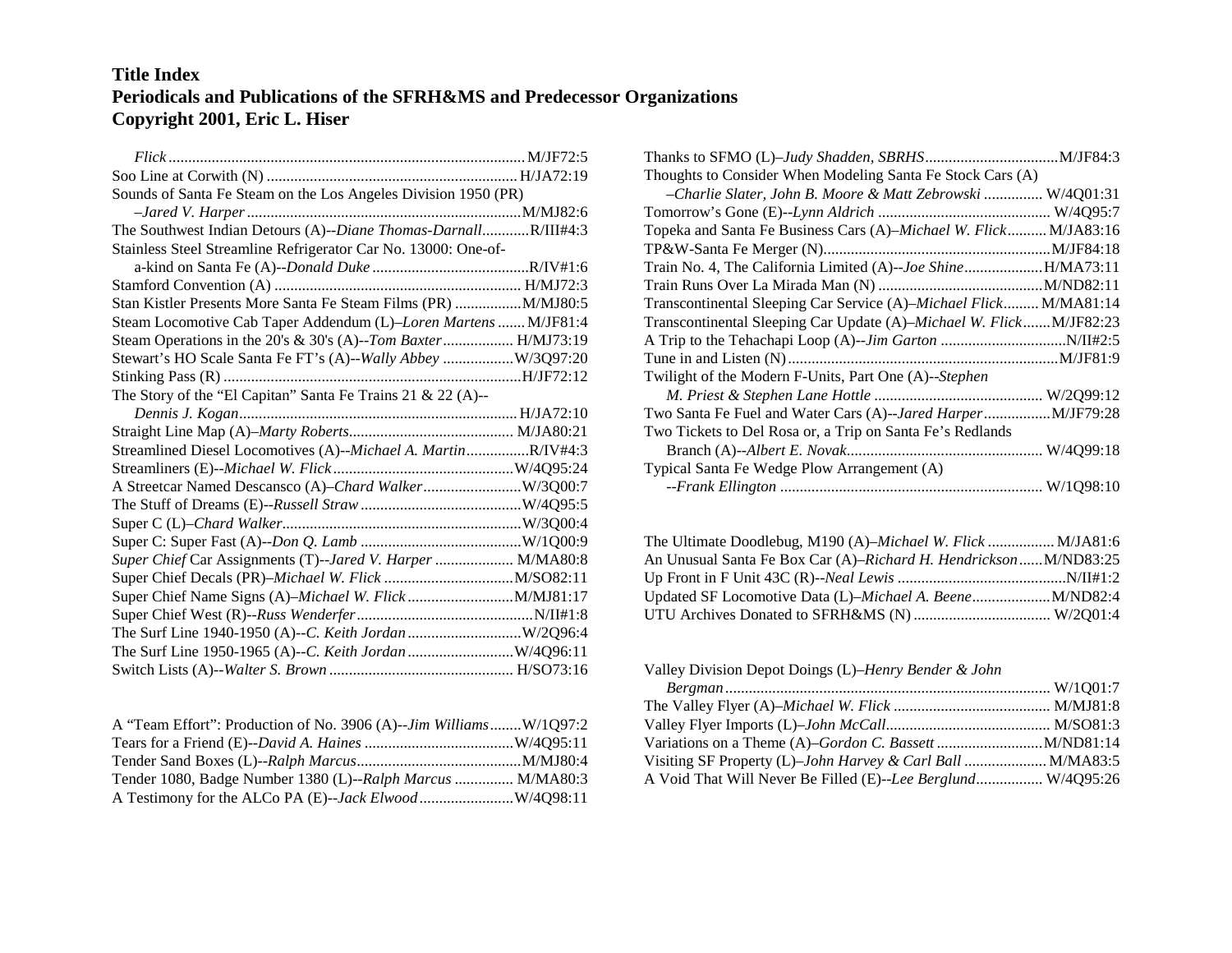**Title Index**
**Periodicals and Publications of the SFRH&MS and Predecessor Organizations**
**Copyright 2001, Eric L. Hiser**

*Flick* .......... M/JF72:5
Soo Line at Corwith (N) .......... H/JA72:19
Sounds of Santa Fe Steam on the Los Angeles Division 1950 (PR) –*Jared V. Harper* .......... M/MJ82:6
The Southwest Indian Detours (A)--*Diane Thomas-Darnall* .......... R/III#4:3
Stainless Steel Streamline Refrigerator Car No. 13000: One-of-a-kind on Santa Fe (A)--*Donald Duke* .......... R/IV#1:6
Stamford Convention (A) .......... H/MJ72:3
Stan Kistler Presents More Santa Fe Steam Films (PR) .......... M/MJ80:5
Steam Locomotive Cab Taper Addendum (L)–*Loren Martens* .......... M/JF81:4
Steam Operations in the 20's & 30's (A)--*Tom Baxter* .......... H/MJ73:19
Stewart's HO Scale Santa Fe FT's (A)--*Wally Abbey* .......... W/3Q97:20
Stinking Pass (R) .......... H/JF72:12
The Story of the "El Capitan" Santa Fe Trains 21 & 22 (A)--*Dennis J. Kogan* .......... H/JA72:10
Straight Line Map (A)–*Marty Roberts* .......... M/JA80:21
Streamlined Diesel Locomotives (A)--*Michael A. Martin* .......... R/IV#4:3
Streamliners (E)--*Michael W. Flick* .......... W/4Q95:24
A Streetcar Named Descansco (A)–*Chard Walker* .......... W/3Q00:7
The Stuff of Dreams (E)--*Russell Straw* .......... W/4Q95:5
Super C (L)–*Chard Walker* .......... W/3Q00:4
Super C: Super Fast (A)--*Don Q. Lamb* .......... W/1Q00:9
*Super Chief* Car Assignments (T)--*Jared V. Harper* .......... M/MA80:8
Super Chief Decals (PR)–*Michael W. Flick* .......... M/SO82:11
Super Chief Name Signs (A)–*Michael W. Flick* .......... M/MJ81:17
Super Chief West (R)--*Russ Wenderfer* .......... N/II#1:8
The Surf Line 1940-1950 (A)--*C. Keith Jordan* .......... W/2Q96:4
The Surf Line 1950-1965 (A)--*C. Keith Jordan* .......... W/4Q96:11
Switch Lists (A)--*Walter S. Brown* .......... H/SO73:16

A "Team Effort": Production of No. 3906 (A)--*Jim Williams* .......... W/1Q97:2
Tears for a Friend (E)--*David A. Haines* .......... W/4Q95:11
Tender Sand Boxes (L)--*Ralph Marcus* .......... M/MJ80:4
Tender 1080, Badge Number 1380 (L)--*Ralph Marcus* .......... M/MA80:3
A Testimony for the ALCo PA (E)--*Jack Elwood* .......... W/4Q98:11
Thanks to SFMO (L)–*Judy Shadden, SBRHS* .......... M/JF84:3
Thoughts to Consider When Modeling Santa Fe Stock Cars (A) –*Charlie Slater, John B. Moore & Matt Zebrowski* .......... W/4Q01:31
Tomorrow's Gone (E)--*Lynn Aldrich* .......... W/4Q95:7
Topeka and Santa Fe Business Cars (A)–*Michael W. Flick* .......... M/JA83:16
TP&W-Santa Fe Merger (N) .......... M/JF84:18
Train No. 4, The California Limited (A)--*Joe Shine* .......... H/MA73:11
Train Runs Over La Mirada Man (N) .......... M/ND82:11
Transcontinental Sleeping Car Service (A)–*Michael Flick* .......... M/MA81:14
Transcontinental Sleeping Car Update (A)–*Michael W. Flick* .......... M/JF82:23
A Trip to the Tehachapi Loop (A)--*Jim Garton* .......... N/II#2:5
Tune in and Listen (N) .......... M/JF81:9
Twilight of the Modern F-Units, Part One (A)--*Stephen M. Priest & Stephen Lane Hottle* .......... W/2Q99:12
Two Santa Fe Fuel and Water Cars (A)--*Jared Harper* .......... M/JF79:28
Two Tickets to Del Rosa or, a Trip on Santa Fe's Redlands Branch (A)--*Albert E. Novak* .......... W/4Q99:18
Typical Santa Fe Wedge Plow Arrangement (A) --*Frank Ellington* .......... W/1Q98:10

The Ultimate Doodlebug, M190 (A)–*Michael W. Flick* .......... M/JA81:6
An Unusual Santa Fe Box Car (A)–*Richard H. Hendrickson* .......... M/ND83:25
Up Front in F Unit 43C (R)--*Neal Lewis* .......... N/II#1:2
Updated SF Locomotive Data (L)–*Michael A. Beene* .......... M/ND82:4
UTU Archives Donated to SFRH&MS (N) .......... W/2Q01:4

Valley Division Depot Doings (L)–*Henry Bender & John Bergman* .......... W/1Q01:7
The Valley Flyer (A)–*Michael W. Flick* .......... M/MJ81:8
Valley Flyer Imports (L)–*John McCall* .......... M/SO81:3
Variations on a Theme (A)–*Gordon C. Bassett* .......... M/ND81:14
Visiting SF Property (L)–*John Harvey & Carl Ball* .......... M/MA83:5
A Void That Will Never Be Filled (E)--*Lee Berglund* .......... W/4Q95:26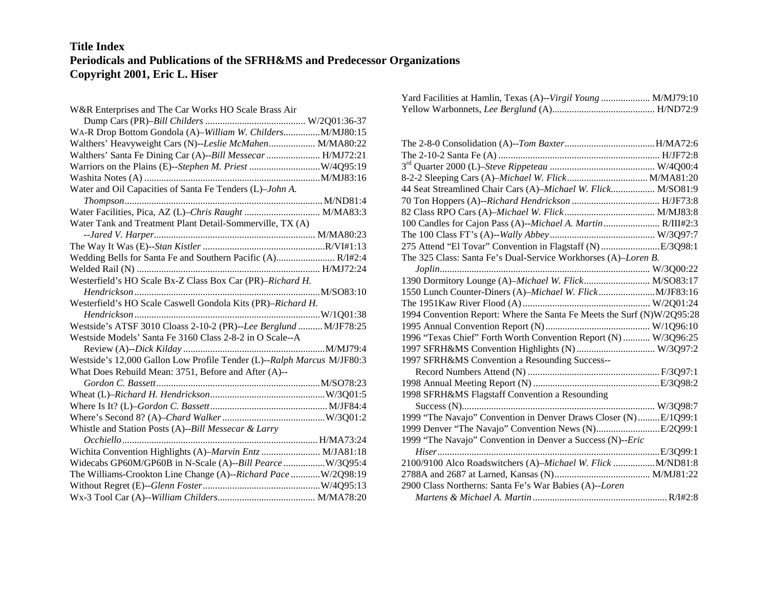**Title Index**
**Periodicals and Publications of the SFRH&MS and Predecessor Organizations**
**Copyright 2001, Eric L. Hiser**

W&R Enterprises and The Car Works HO Scale Brass Air Dump Cars (PR)–*Bill Childers* ......................................... W/2Q01:36-37
WA-R Drop Bottom Gondola (A)–*William W. Childers*...............M/MJ80:15
Walthers' Heavyweight Cars (N)--*Leslie McMahen*................... M/MA80:22
Walthers' Santa Fe Dining Car (A)--*Bill Messecar* ...................... H/MJ72:21
Warriors on the Plains (E)--*Stephen M. Priest* .............................W/4Q95:19
Washita Notes (A) ........................................................................M/MJ83:16
Water and Oil Capacities of Santa Fe Tenders (L)–*John A. Thompson*................................................................................M/ND81:4
Water Facilities, Pica, AZ (L)–*Chris Raught* ............................... M/MA83:3
Water Tank and Treatment Plant Detail-Sommerville, TX (A) --*Jared V. Harper*.................................................................. M/MA80:23
The Way It Was (E)--*Stan Kistler* ..................................................R/VI#1:13
Wedding Bells for Santa Fe and Southern Pacific (A)........................ R/I#2:4
Welded Rail (N) ........................................................................... H/MJ72:24
Westerfield's HO Scale Bx-Z Class Box Car (PR)–*Richard H. Hendrickson*............................................................................M/SO83:10
Westerfield's HO Scale Caswell Gondola Kits (PR)–*Richard H. Hendrickson*............................................................................W/1Q01:38
Westside's ATSF 3010 Cloass 2-10-2 (PR)--*Lee Berglund* ..........M/JF78:25
Westside Models' Santa Fe 3160 Class 2-8-2 in O Scale--A Review (A)--*Dick Kilday* ..........................................................M/MJ79:4
Westside's 12,000 Gallon Low Profile Tender (L)--*Ralph Marcus* M/JF80:3
What Does Rebuild Mean: 3751, Before and After (A)-- *Gordon C. Bassett*...................................................................M/SO78:23
Wheat (L)–*Richard H. Hendrickson*...............................................W/3Q01:5
Where Is It? (L)–*Gordon C. Bassett*................................................M/JF84:4
Where's Second 8? (A)–*Chard Walker*...........................................W/3Q01:2
Whistle and Station Posts (A)--*Bill Messecar & Larry Occhiello*................................................................................H/MA73:24
Wichita Convention Highlights (A)–*Marvin Entz* ........................ M/JA81:18
Widecabs GP60M/GP60B in N-Scale (A)--*Bill Pearce* .................W/3Q95:4
The Williams-Crookton Line Change (A)--*Richard Pace* ............W/2Q98:19
Without Regret (E)--*Glenn Foster*................................................W/4Q95:13
Wx-3 Tool Car (A)--*William Childers*....................................... M/MA78:20

Yard Facilities at Hamlin, Texas (A)--*Virgil Young* .................... M/MJ79:10
Yellow Warbonnets, *Lee Berglund* (A).......................................... H/ND72:9

The 2-8-0 Consolidation (A)--*Tom Baxter*.....................................H/MA72:6
The 2-10-2 Santa Fe (A) .................................................................. H/JF72:8
3rd Quarter 2000 (L)–*Steve Rippeteau* ........................................... W/4Q00:4
8-2-2 Sleeping Cars (A)–*Michael W. Flick*................................ M/MA81:20
44 Seat Streamlined Chair Cars (A)–*Michael W. Flick*.................. M/SO81:9
70 Ton Hoppers (A)--*Richard Hendrickson* .................................... H/JF73:8
82 Class RPO Cars (A)–*Michael W. Flick*..................................... M/MJ83:8
100 Candles for Cajon Pass (A)--*Michael A. Martin*....................... R/III#2:3
The 100 Class FT's (A)--*Wally Abbey*........................................... W/3Q97:7
275 Attend "El Tovar" Convention in Flagstaff (N) ........................E/3Q98:1
The 325 Class: Santa Fe's Dual-Service Workhorses (A)–*Loren B. Joplin*...................................................................................... W/3Q00:22
1390 Dormitory Lounge (A)–*Michael W. Flick*........................... M/SO83:17
1550 Lunch Counter-Diners (A)–*Michael W. Flick*.......................M/JF83:16
The 1951Kaw River Flood (A) .................................................... W/2Q01:24
1994 Convention Report: Where the Santa Fe Meets the Surf (N)W/2Q95:28
1995 Annual Convention Report (N)........................................... W/1Q96:10
1996 "Texas Chief" Forth Worth Convention Report (N) ........... W/3Q96:25
1997 SFRH&MS Convention Highlights (N) ................................ W/3Q97:2
1997 SFRH&MS Convention a Resounding Success-- Record Numbers Attend (N) ......................................................F/3Q97:1
1998 Annual Meeting Report (N) ....................................................E/3Q98:2
1998 SFRH&MS Flagstaff Convention a Resounding Success (N)............................................................................... W/3Q98:7
1999 "The Navajo" Convention in Denver Draws Closer (N).........E/1Q99:1
1999 Denver "The Navajo" Convention News (N)..........................E/2Q99:1
1999 "The Navajo" Convention in Denver a Success (N)--*Eric Hiser*...........................................................................................E/3Q99:1
2100/9100 Alco Roadswitchers (A)–*Michael W. Flick* ................M/ND81:8
2788A and 2687 at Larned, Kansas (N)....................................... M/MJ81:22
2900 Class Northerns: Santa Fe's War Babies (A)--*Loren Martens & Michael A. Martin*.......................................................R/I#2:8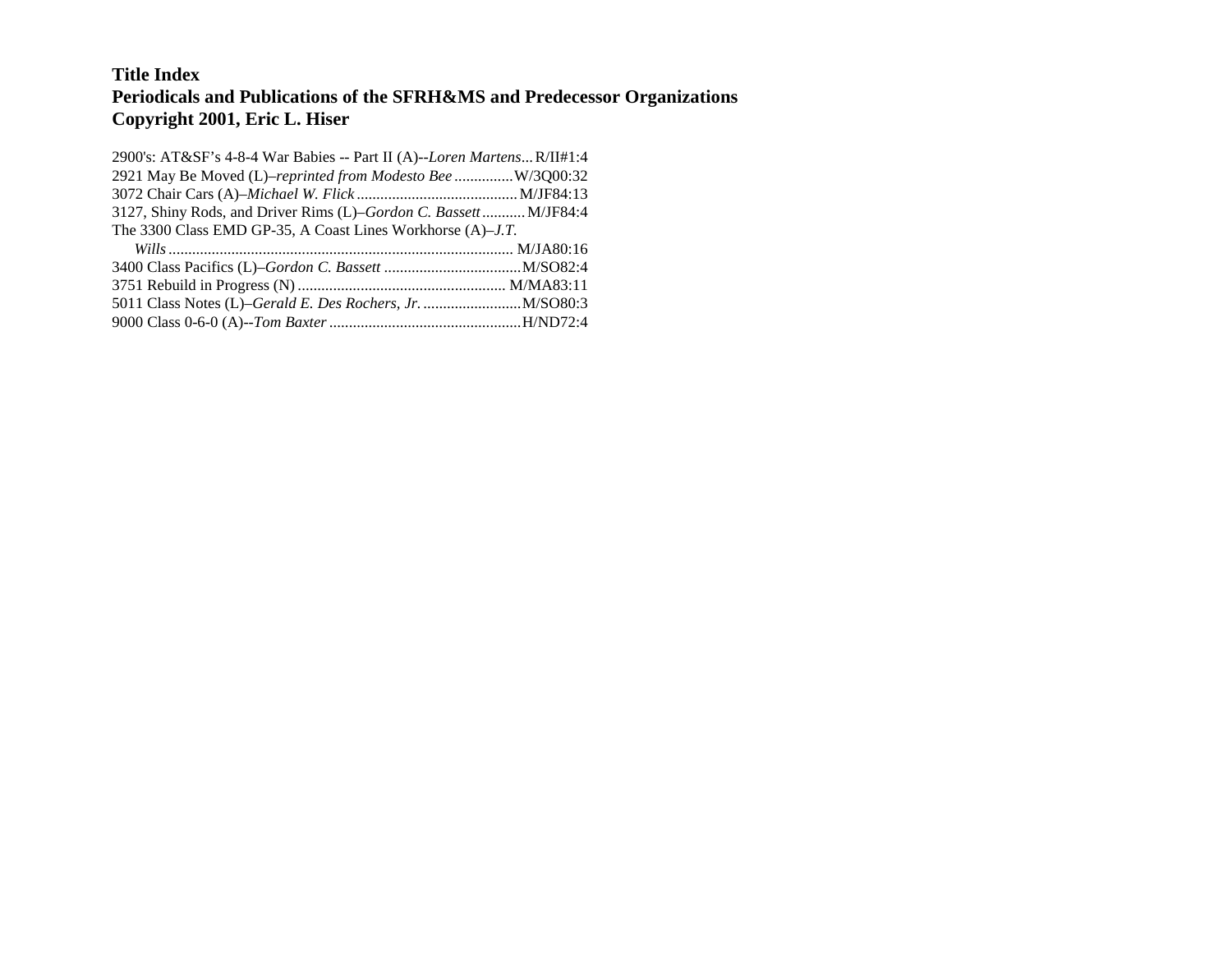**Title Index**
**Periodicals and Publications of the SFRH&MS and Predecessor Organizations**
**Copyright 2001, Eric L. Hiser**

2900's: AT&SF's 4-8-4 War Babies -- Part II (A)--*Loren Martens*... R/II#1:4
2921 May Be Moved (L)–*reprinted from Modesto Bee* ............... W/3Q00:32
3072 Chair Cars (A)–*Michael W. Flick* ......................................... M/JF84:13
3127, Shiny Rods, and Driver Rims (L)–*Gordon C. Bassett* ........... M/JF84:4
The 3300 Class EMD GP-35, A Coast Lines Workhorse (A)–*J.T. Wills* ...................................................................................... M/JA80:16
3400 Class Pacifics (L)–*Gordon C. Bassett* ................................... M/SO82:4
3751 Rebuild in Progress (N) .................................................... M/MA83:11
5011 Class Notes (L)–*Gerald E. Des Rochers, Jr.* ......................... M/SO80:3
9000 Class 0-6-0 (A)--*Tom Baxter* ................................................ H/ND72:4